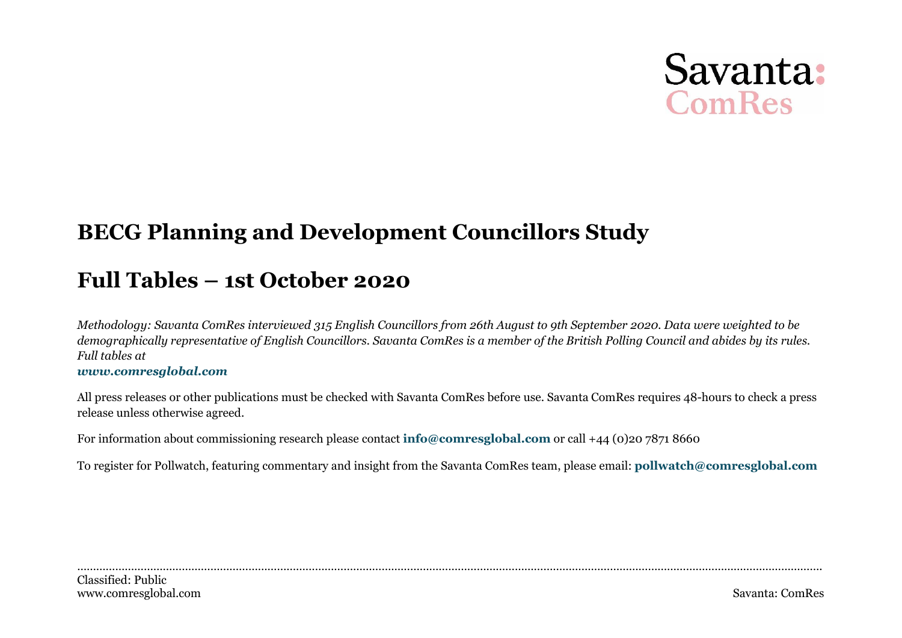# BECG Planning and Development Councillors Study

# Full Tables – 1st October 2020

*Methodology: Savanta ComRes interviewed 315 English Councillors from 26th August to 9th September 2020. Data were weighted to be demographically representative of English Councillors. Savanta ComRes is a member of the British Polling Council and abides by its rules. Full tables at*
***www.comresglobal.com***

All press releases or other publications must be checked with Savanta ComRes before use. Savanta ComRes requires 48-hours to check a press release unless otherwise agreed.

For information about commissioning research please contact **info@comresglobal.com** or call +44 (0)20 7871 8660

To register for Pollwatch, featuring commentary and insight from the Savanta ComRes team, please email: **pollwatch@comresglobal.com**

Classified: Public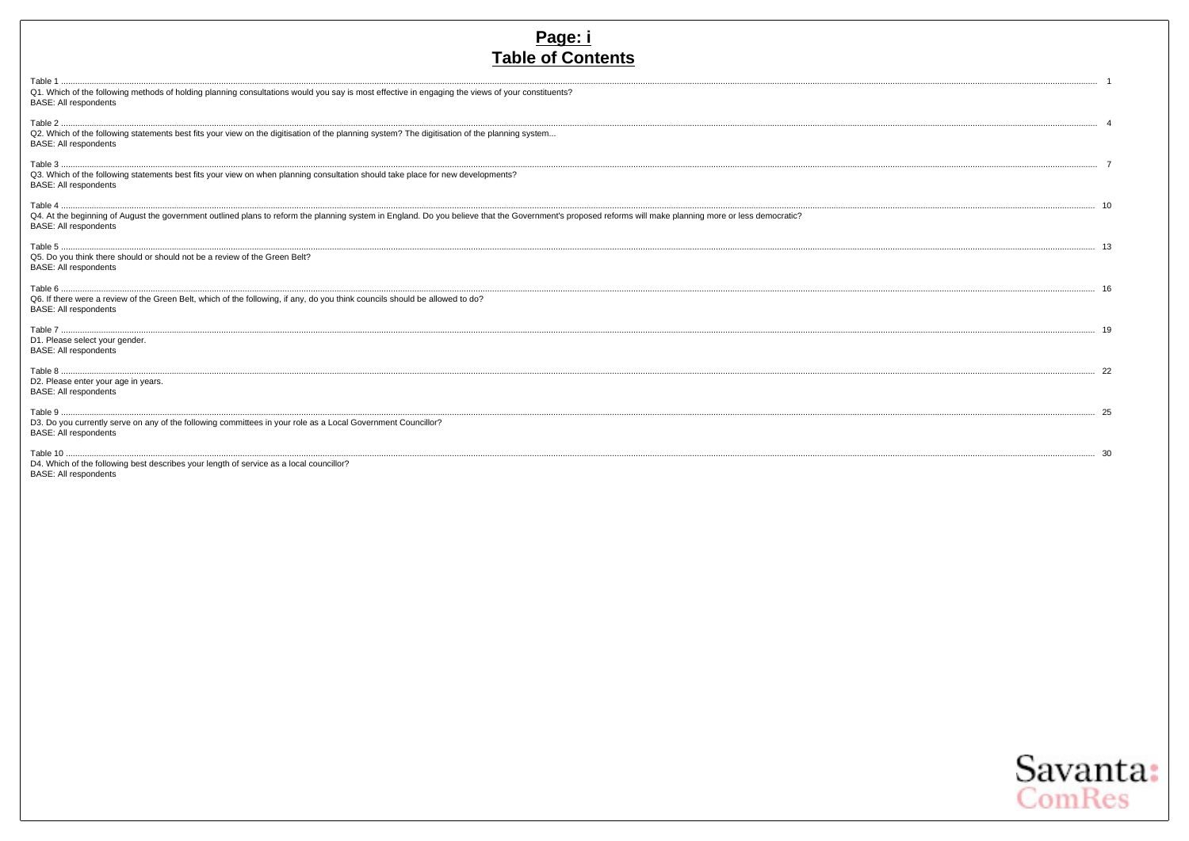# Page: i

# Table of Contents

Table 1 ........................................................................................................................................................................................................ 1
Q1. Which of the following methods of holding planning consultations would you say is most effective in engaging the views of your constituents?
BASE: All respondents

Table 2 ........................................................................................................................................................................................................ 4
Q2. Which of the following statements best fits your view on the digitisation of the planning system? The digitisation of the planning system...
BASE: All respondents

Table 3 ........................................................................................................................................................................................................ 7
Q3. Which of the following statements best fits your view on when planning consultation should take place for new developments?
BASE: All respondents

Table 4 ........................................................................................................................................................................................................ 10
Q4. At the beginning of August the government outlined plans to reform the planning system in England. Do you believe that the Government's proposed reforms will make planning more or less democratic?
BASE: All respondents

Table 5 ........................................................................................................................................................................................................ 13
Q5. Do you think there should or should not be a review of the Green Belt?
BASE: All respondents

Table 6 ........................................................................................................................................................................................................ 16
Q6. If there were a review of the Green Belt, which of the following, if any, do you think councils should be allowed to do?
BASE: All respondents

Table 7 ........................................................................................................................................................................................................ 19
D1. Please select your gender.
BASE: All respondents

Table 8 ........................................................................................................................................................................................................ 22
D2. Please enter your age in years.
BASE: All respondents

Table 9 ........................................................................................................................................................................................................ 25
D3. Do you currently serve on any of the following committees in your role as a Local Government Councillor?
BASE: All respondents

Table 10 ........................................................................................................................................................................................................ 30
D4. Which of the following best describes your length of service as a local councillor?
BASE: All respondents

Savanta: ComRes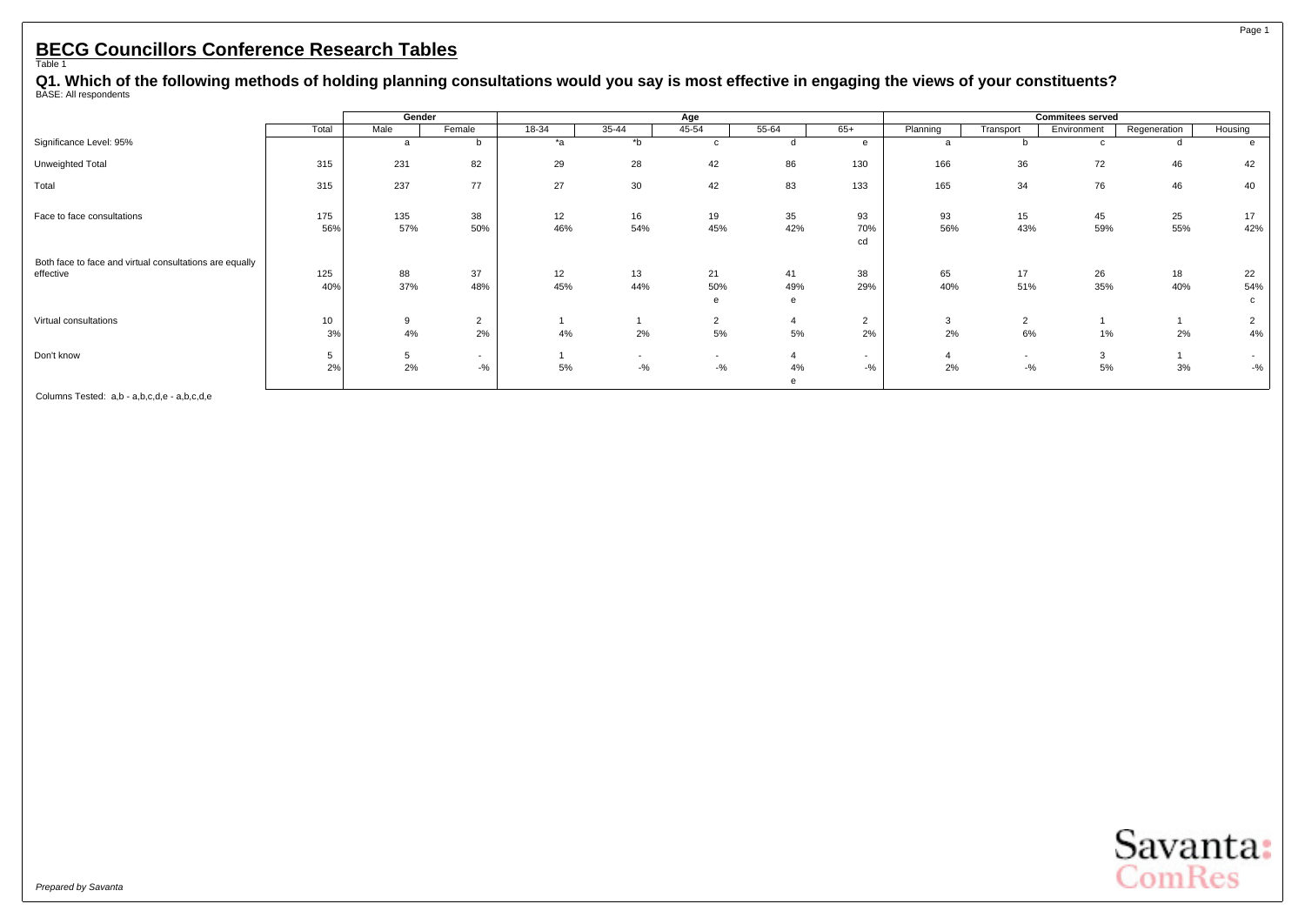# BECG Councillors Conference Research Tables

Table 1

**Q1. Which of the following methods of holding planning consultations would you say is most effective in engaging the views of your constituents?**

BASE: All respondents

| | Total | Gender | | Age | | | | | Commitees served | | | | |
|---|---|---|---|---|---|---|---|---|---|---|---|---|---|
| | | Male | Female | 18-34 | 35-44 | 45-54 | 55-64 | 65+ | Planning | Transport | Environment | Regeneration | Housing |
| Significance Level: 95% | | a | b | *a | *b | c | d | e | a | b | c | d | e |
| Unweighted Total | 315 | 231 | 82 | 29 | 28 | 42 | 86 | 130 | 166 | 36 | 72 | 46 | 42 |
| Total | 315 | 237 | 77 | 27 | 30 | 42 | 83 | 133 | 165 | 34 | 76 | 46 | 40 |
| Face to face consultations | 175 | 135 | 38 | 12 | 16 | 19 | 35 | 93 | 93 | 15 | 45 | 25 | 17 |
| | 56% | 57% | 50% | 46% | 54% | 45% | 42% | 70% | 56% | 43% | 59% | 55% | 42% |
| | | | | | | | | cd | | | | | |
| Both face to face and virtual consultations are equally effective | 125 | 88 | 37 | 12 | 13 | 21 | 41 | 38 | 65 | 17 | 26 | 18 | 22 |
| | 40% | 37% | 48% | 45% | 44% | 50% | 49% | 29% | 40% | 51% | 35% | 40% | 54% |
| | | | | | | e | e | | | | | | c |
| Virtual consultations | 10 | 9 | 2 | 1 | 1 | 2 | 4 | 2 | 3 | 2 | 1 | 1 | 2 |
| | 3% | 4% | 2% | 4% | 2% | 5% | 5% | 2% | 2% | 6% | 1% | 2% | 4% |
| Don't know | 5 | 5 | - | 1 | - | - | 4 | - | 4 | - | 3 | 1 | - |
| | 2% | 2% | -% | 5% | -% | -% | 4% | -% | 2% | -% | 5% | 3% | -% |
| | | | | | | | e | | | | | | |

Columns Tested: a,b - a,b,c,d,e - a,b,c,d,e

*Prepared by Savanta*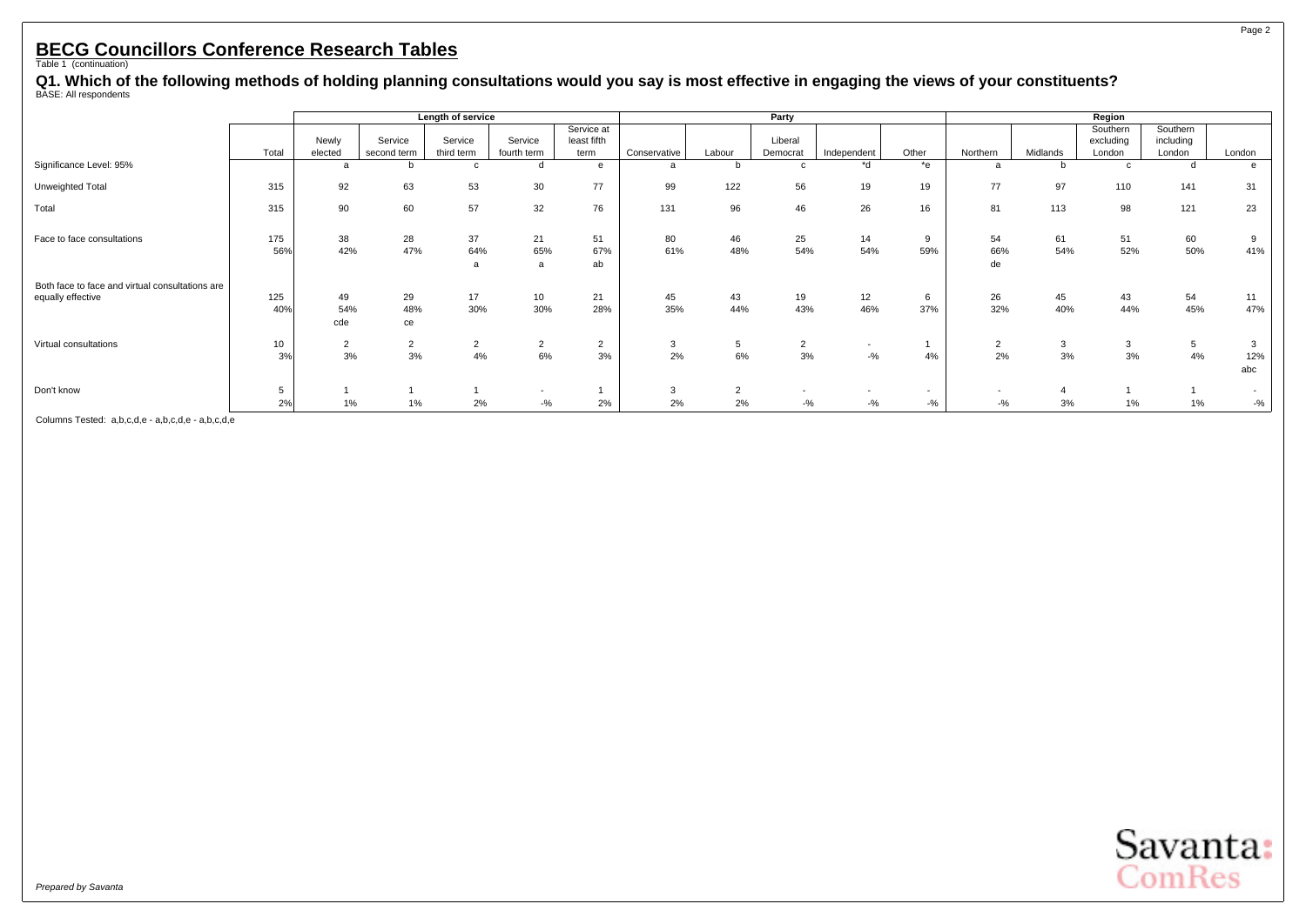## BECG Councillors Conference Research Tables

Table 1 (continuation)

### Q1. Which of the following methods of holding planning consultations would you say is most effective in engaging the views of your constituents?

BASE: All respondents

| | | Length of service | | | | | Party | | | | | Region | | | | |
|---|---|---|---|---|---|---|---|---|---|---|---|---|---|---|---|---|
| | Total | Newly elected | Service second term | Service third term | Service fourth term | Service at least fifth term | Conservative | Labour | Liberal Democrat | Independent | Other | Northern | Midlands | Southern excluding London | Southern including London | London |
| Significance Level: 95% | | a | b | c | d | e | a | b | c | *d | *e | a | b | c | d | e |
| Unweighted Total | 315 | 92 | 63 | 53 | 30 | 77 | 99 | 122 | 56 | 19 | 19 | 77 | 97 | 110 | 141 | 31 |
| Total | 315 | 90 | 60 | 57 | 32 | 76 | 131 | 96 | 46 | 26 | 16 | 81 | 113 | 98 | 121 | 23 |
| Face to face consultations | 175 | 38 | 28 | 37 | 21 | 51 | 80 | 46 | 25 | 14 | 9 | 54 | 61 | 51 | 60 | 9 |
| | 56% | 42% | 47% | 64% | 65% | 67% | 61% | 48% | 54% | 54% | 59% | 66% | 54% | 52% | 50% | 41% |
| | | | | a | a | ab | | | | | | de | | | | |
| Both face to face and virtual consultations are equally effective | 125 | 49 | 29 | 17 | 10 | 21 | 45 | 43 | 19 | 12 | 6 | 26 | 45 | 43 | 54 | 11 |
| | 40% | 54% | 48% | 30% | 30% | 28% | 35% | 44% | 43% | 46% | 37% | 32% | 40% | 44% | 45% | 47% |
| | | cde | ce | | | | | | | | | | | | | |
| Virtual consultations | 10 | 2 | 2 | 2 | 2 | 2 | 3 | 5 | 2 | - | 1 | 2 | 3 | 3 | 5 | 3 |
| | 3% | 3% | 3% | 4% | 6% | 3% | 2% | 6% | 3% | -% | 4% | 2% | 3% | 3% | 4% | 12% |
| | | | | | | | | | | | | | | | | abc |
| Don't know | 5 | 1 | 1 | 1 | - | 1 | 3 | 2 | - | - | - | - | 4 | 1 | 1 | - |
| | 2% | 1% | 1% | 2% | -% | 2% | 2% | 2% | -% | -% | -% | -% | 3% | 1% | 1% | -% |

Columns Tested: a,b,c,d,e - a,b,c,d,e - a,b,c,d,e

*Prepared by Savanta*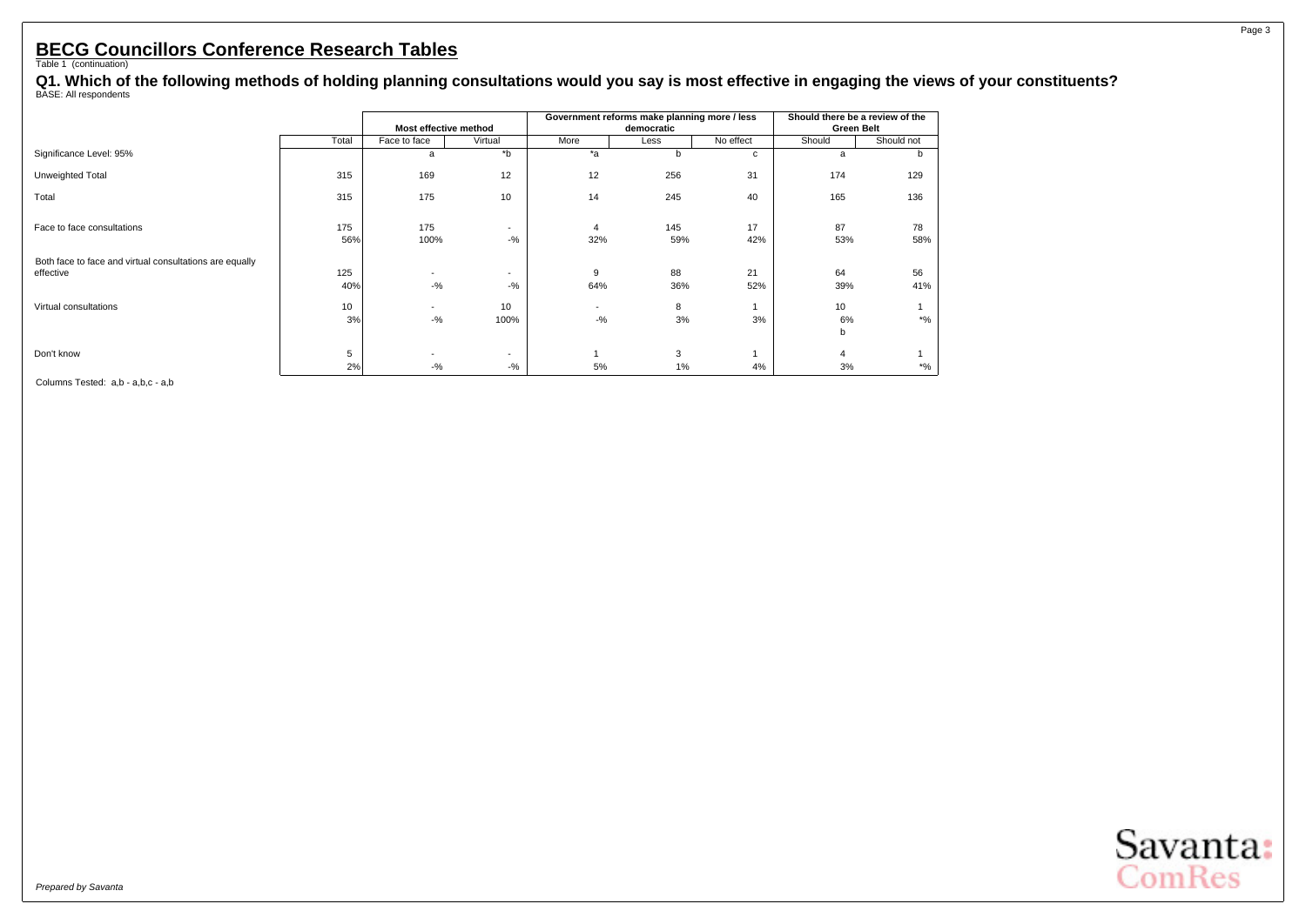# BECG Councillors Conference Research Tables

Table 1 (continuation)

**Q1. Which of the following methods of holding planning consultations would you say is most effective in engaging the views of your constituents?**

BASE: All respondents

| | | Most effective method | | Government reforms make planning more / less democratic | | | Should there be a review of the Green Belt | |
|---|---|---|---|---|---|---|---|---|
| | Total | Face to face | Virtual | More | Less | No effect | Should | Should not |
| Significance Level: 95% | | a | *b | *a | b | c | a | b |
| Unweighted Total | 315 | 169 | 12 | 12 | 256 | 31 | 174 | 129 |
| Total | 315 | 175 | 10 | 14 | 245 | 40 | 165 | 136 |
| Face to face consultations | 175 | 175 | - | 4 | 145 | 17 | 87 | 78 |
| | 56% | 100% | -% | 32% | 59% | 42% | 53% | 58% |
| Both face to face and virtual consultations are equally effective | 125 | - | - | 9 | 88 | 21 | 64 | 56 |
| | 40% | -% | -% | 64% | 36% | 52% | 39% | 41% |
| Virtual consultations | 10 | - | 10 | - | 8 | 1 | 10 | 1 |
| | 3% | -% | 100% | -% | 3% | 3% | 6% | *% |
| | | | | | | | b | |
| Don't know | 5 | - | - | 1 | 3 | 1 | 4 | 1 |
| | 2% | -% | -% | 5% | 1% | 4% | 3% | *% |

Columns Tested: a,b - a,b,c - a,b

*Prepared by Savanta*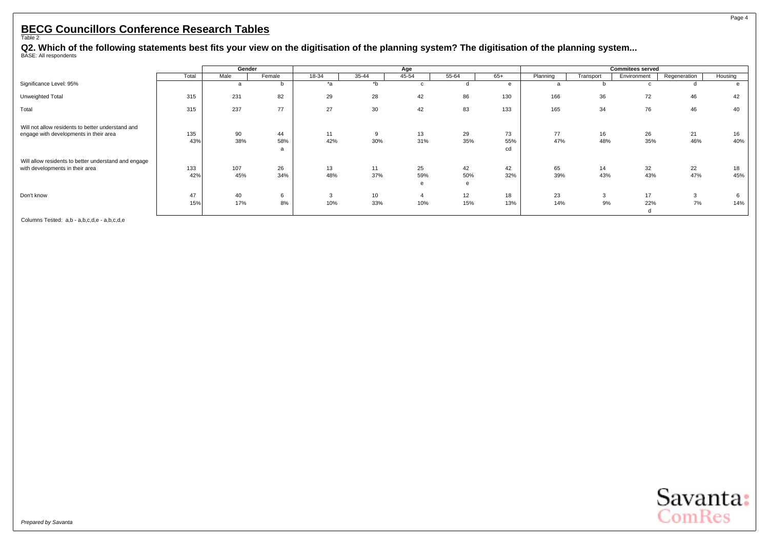# BECG Councillors Conference Research Tables

Table 2

**Q2. Which of the following statements best fits your view on the digitisation of the planning system? The digitisation of the planning system...**

BASE: All respondents

| | | Gender | | Age | | | | | Commitees served | | | | |
|---|---|---|---|---|---|---|---|---|---|---|---|---|---|
| | Total | Male | Female | 18-34 | 35-44 | 45-54 | 55-64 | 65+ | Planning | Transport | Environment | Regeneration | Housing |
| Significance Level: 95% | | a | b | *a | *b | c | d | e | a | b | c | d | e |
| Unweighted Total | 315 | 231 | 82 | 29 | 28 | 42 | 86 | 130 | 166 | 36 | 72 | 46 | 42 |
| Total | 315 | 237 | 77 | 27 | 30 | 42 | 83 | 133 | 165 | 34 | 76 | 46 | 40 |
| Will not allow residents to better understand and engage with developments in their area | 135 | 90 | 44 | 11 | 9 | 13 | 29 | 73 | 77 | 16 | 26 | 21 | 16 |
| | 43% | 38% | 58% | 42% | 30% | 31% | 35% | 55% | 47% | 48% | 35% | 46% | 40% |
| | | | a | | | | | cd | | | | | |
| Will allow residents to better understand and engage with developments in their area | 133 | 107 | 26 | 13 | 11 | 25 | 42 | 42 | 65 | 14 | 32 | 22 | 18 |
| | 42% | 45% | 34% | 48% | 37% | 59% | 50% | 32% | 39% | 43% | 43% | 47% | 45% |
| | | | | | | e | e | | | | | | |
| Don't know | 47 | 40 | 6 | 3 | 10 | 4 | 12 | 18 | 23 | 3 | 17 | 3 | 6 |
| | 15% | 17% | 8% | 10% | 33% | 10% | 15% | 13% | 14% | 9% | 22% | 7% | 14% |
| | | | | | | | | | | | d | | |

Columns Tested: a,b - a,b,c,d,e - a,b,c,d,e

*Prepared by Savanta*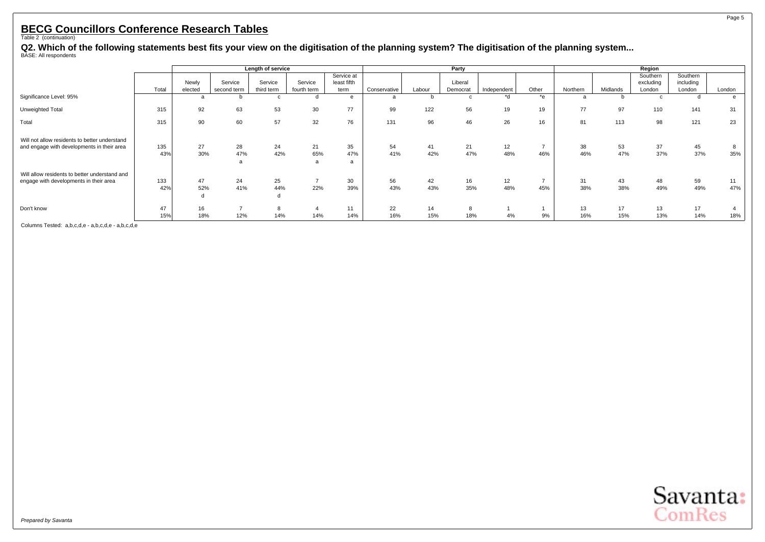## BECG Councillors Conference Research Tables

Table 2 (continuation)

**Q2. Which of the following statements best fits your view on the digitisation of the planning system? The digitisation of the planning system...**

BASE: All respondents

| | Total | Length of service | | | | | Party | | | | | Region | | | | |
|---|---|---|---|---|---|---|---|---|---|---|---|---|---|---|---|---|
| | | Newly elected | Service second term | Service third term | Service fourth term | Service at least fifth term | Conservative | Labour | Liberal Democrat | Independent | Other | Northern | Midlands | Southern excluding London | Southern including London | London |
| Significance Level: 95% | | a | b | c | d | e | a | b | c | *d | *e | a | b | c | d | e |
| Unweighted Total | 315 | 92 | 63 | 53 | 30 | 77 | 99 | 122 | 56 | 19 | 19 | 77 | 97 | 110 | 141 | 31 |
| Total | 315 | 90 | 60 | 57 | 32 | 76 | 131 | 96 | 46 | 26 | 16 | 81 | 113 | 98 | 121 | 23 |
| Will not allow residents to better understand and engage with developments in their area | 135 | 27 | 28 | 24 | 21 | 35 | 54 | 41 | 21 | 12 | 7 | 38 | 53 | 37 | 45 | 8 |
| | 43% | 30% | 47% | 42% | 65% | 47% | 41% | 42% | 47% | 48% | 46% | 46% | 47% | 37% | 37% | 35% |
| | | | a | | a | a | | | | | | | | | | |
| Will allow residents to better understand and engage with developments in their area | 133 | 47 | 24 | 25 | 7 | 30 | 56 | 42 | 16 | 12 | 7 | 31 | 43 | 48 | 59 | 11 |
| | 42% | 52% | 41% | 44% | 22% | 39% | 43% | 43% | 35% | 48% | 45% | 38% | 38% | 49% | 49% | 47% |
| | | d | | d | | | | | | | | | | | | |
| Don't know | 47 | 16 | 7 | 8 | 4 | 11 | 22 | 14 | 8 | 1 | 1 | 13 | 17 | 13 | 17 | 4 |
| | 15% | 18% | 12% | 14% | 14% | 14% | 16% | 15% | 18% | 4% | 9% | 16% | 15% | 13% | 14% | 18% |

Columns Tested: a,b,c,d,e - a,b,c,d,e - a,b,c,d,e

*Prepared by Savanta*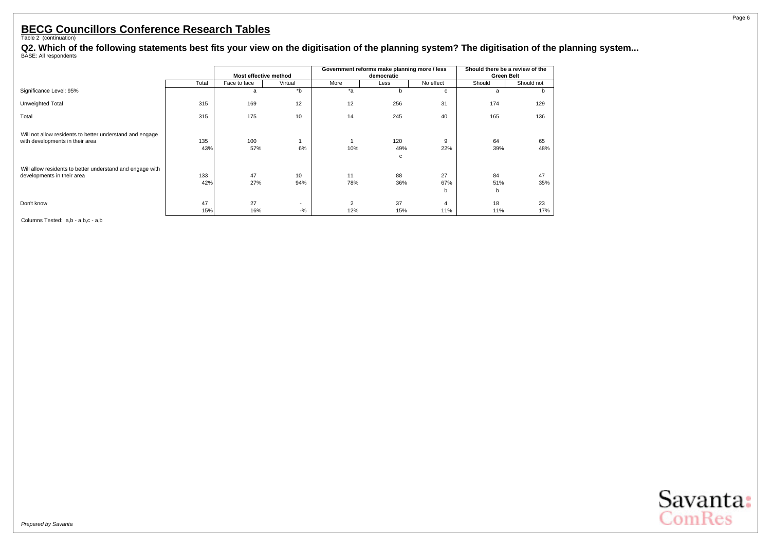# BECG Councillors Conference Research Tables

Table 2 (continuation)

## Q2. Which of the following statements best fits your view on the digitisation of the planning system? The digitisation of the planning system...

BASE: All respondents

| | | Most effective method | | Government reforms make planning more / less democratic | | | Should there be a review of the Green Belt | |
|---|---|---|---|---|---|---|---|---|
| | Total | Face to face | Virtual | More | Less | No effect | Should | Should not |
| Significance Level: 95% | | a | *b | *a | b | c | a | b |
| Unweighted Total | 315 | 169 | 12 | 12 | 256 | 31 | 174 | 129 |
| Total | 315 | 175 | 10 | 14 | 245 | 40 | 165 | 136 |
| Will not allow residents to better understand and engage with developments in their area | 135 | 100 | 1 | 1 | 120 | 9 | 64 | 65 |
| | 43% | 57% | 6% | 10% | 49% | 22% | 39% | 48% |
| | | | | | c | | | |
| Will allow residents to better understand and engage with developments in their area | 133 | 47 | 10 | 11 | 88 | 27 | 84 | 47 |
| | 42% | 27% | 94% | 78% | 36% | 67% | 51% | 35% |
| | | | | | | b | b | |
| Don't know | 47 | 27 | - | 2 | 37 | 4 | 18 | 23 |
| | 15% | 16% | -% | 12% | 15% | 11% | 11% | 17% |

Columns Tested: a,b - a,b,c - a,b

*Prepared by Savanta*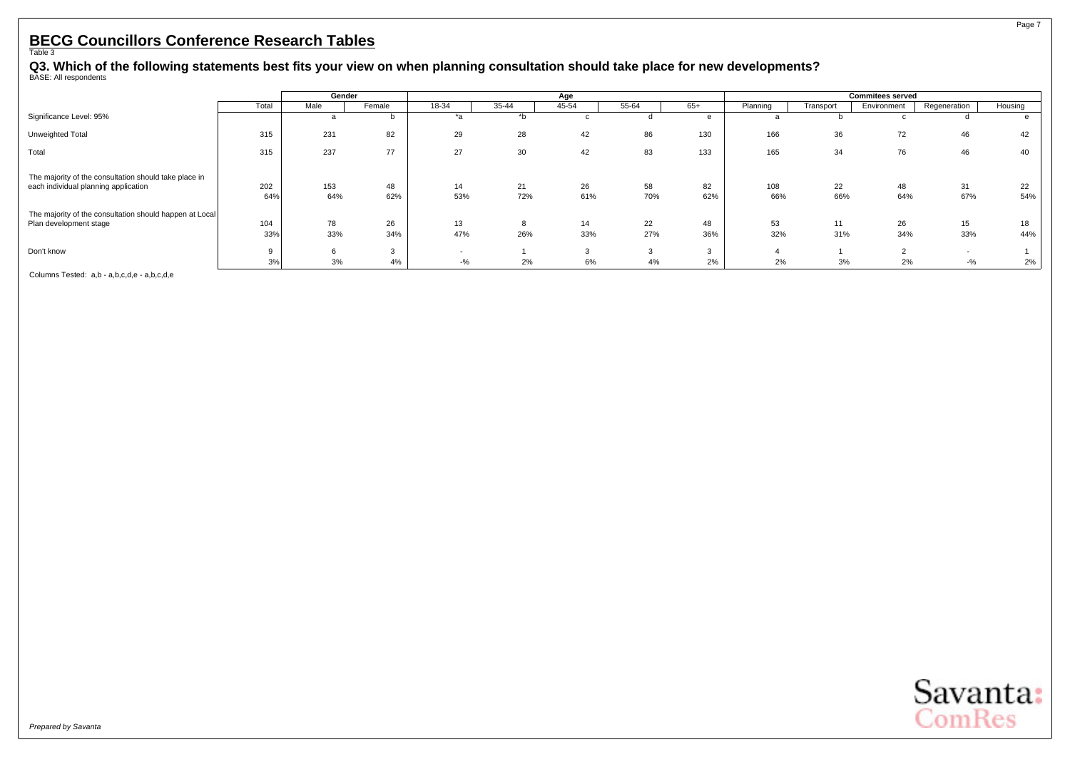# BECG Councillors Conference Research Tables

Table 3

## Q3. Which of the following statements best fits your view on when planning consultation should take place for new developments?

BASE: All respondents

| | | Gender | | Age | | | | | Commitees served | | | | |
|---|---|---|---|---|---|---|---|---|---|---|---|---|---|
| | Total | Male | Female | 18-34 | 35-44 | 45-54 | 55-64 | 65+ | Planning | Transport | Environment | Regeneration | Housing |
| Significance Level: 95% | | a | b | *a | *b | c | d | e | a | b | c | d | e |
| Unweighted Total | 315 | 231 | 82 | 29 | 28 | 42 | 86 | 130 | 166 | 36 | 72 | 46 | 42 |
| Total | 315 | 237 | 77 | 27 | 30 | 42 | 83 | 133 | 165 | 34 | 76 | 46 | 40 |
| The majority of the consultation should take place in each individual planning application | 202 | 153 | 48 | 14 | 21 | 26 | 58 | 82 | 108 | 22 | 48 | 31 | 22 |
| | 64% | 64% | 62% | 53% | 72% | 61% | 70% | 62% | 66% | 66% | 64% | 67% | 54% |
| The majority of the consultation should happen at Local Plan development stage | 104 | 78 | 26 | 13 | 8 | 14 | 22 | 48 | 53 | 11 | 26 | 15 | 18 |
| | 33% | 33% | 34% | 47% | 26% | 33% | 27% | 36% | 32% | 31% | 34% | 33% | 44% |
| Don't know | 9 | 6 | 3 | - | 1 | 3 | 3 | 3 | 4 | 1 | 2 | - | 1 |
| | 3% | 3% | 4% | -% | 2% | 6% | 4% | 2% | 2% | 3% | 2% | -% | 2% |

Columns Tested: a,b - a,b,c,d,e - a,b,c,d,e

*Prepared by Savanta*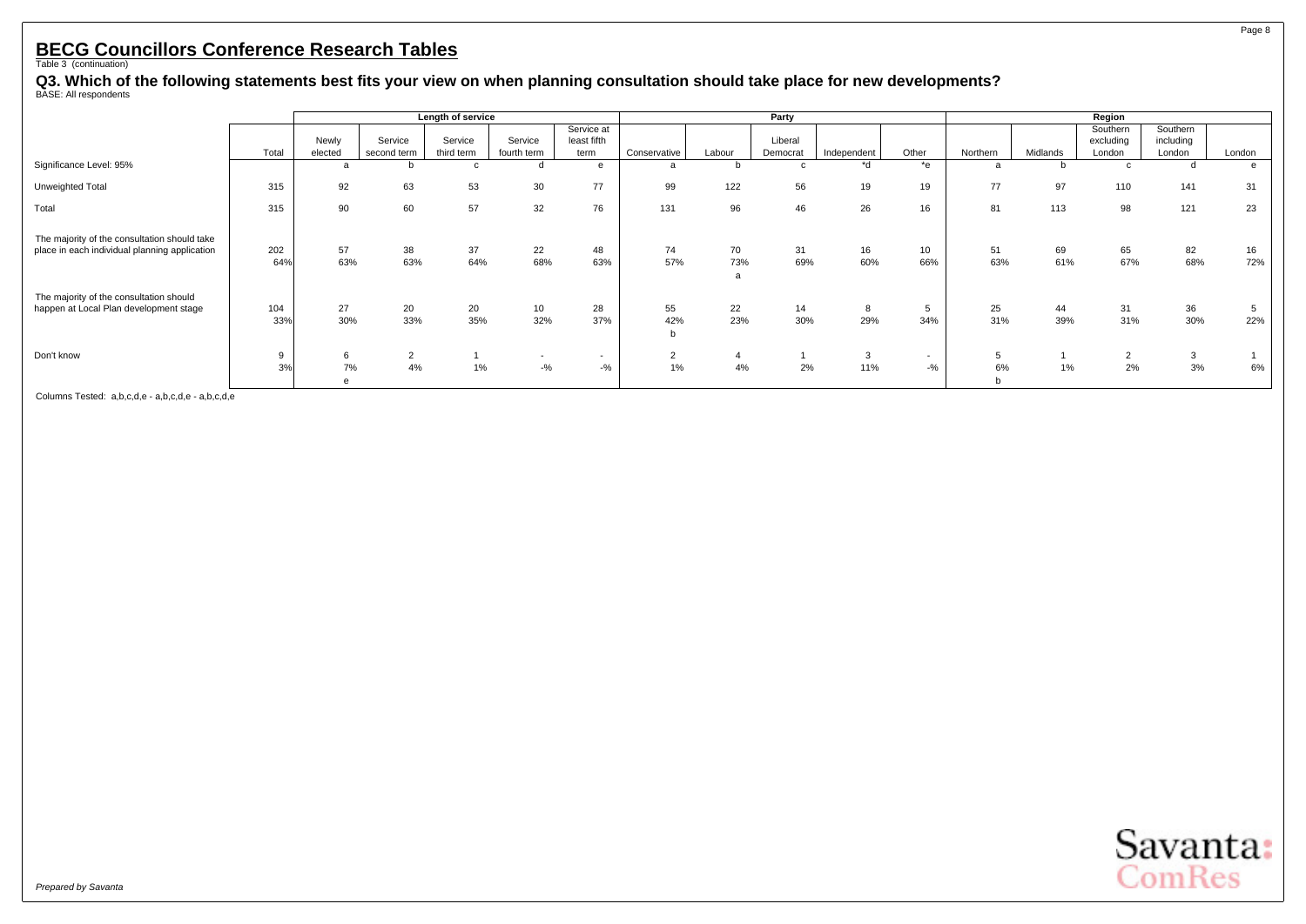## BECG Councillors Conference Research Tables

Table 3 (continuation)

**Q3. Which of the following statements best fits your view on when planning consultation should take place for new developments?**

BASE: All respondents

| | | Length of service | | | | | Party | | | | | Region | | | | |
|---|---|---|---|---|---|---|---|---|---|---|---|---|---|---|---|---|
| | Total | Newly elected | Service second term | Service third term | Service fourth term | Service at least fifth term | Conservative | Labour | Liberal Democrat | Independent | Other | Northern | Midlands | Southern excluding London | Southern including London | London |
| Significance Level: 95% | | a | b | c | d | e | a | b | c | *d | *e | a | b | c | d | e |
| Unweighted Total | 315 | 92 | 63 | 53 | 30 | 77 | 99 | 122 | 56 | 19 | 19 | 77 | 97 | 110 | 141 | 31 |
| Total | 315 | 90 | 60 | 57 | 32 | 76 | 131 | 96 | 46 | 26 | 16 | 81 | 113 | 98 | 121 | 23 |
| The majority of the consultation should take place in each individual planning application | 202 | 57 | 38 | 37 | 22 | 48 | 74 | 70 | 31 | 16 | 10 | 51 | 69 | 65 | 82 | 16 |
| | 64% | 63% | 63% | 64% | 68% | 63% | 57% | 73% | 69% | 60% | 66% | 63% | 61% | 67% | 68% | 72% |
| | | | | | | | | a | | | | | | | | |
| The majority of the consultation should happen at Local Plan development stage | 104 | 27 | 20 | 20 | 10 | 28 | 55 | 22 | 14 | 8 | 5 | 25 | 44 | 31 | 36 | 5 |
| | 33% | 30% | 33% | 35% | 32% | 37% | 42% | 23% | 30% | 29% | 34% | 31% | 39% | 31% | 30% | 22% |
| | | | | | | | b | | | | | | | | | |
| Don't know | 9 | 6 | 2 | 1 | - | - | 2 | 4 | 1 | 3 | - | 5 | 1 | 2 | 3 | 1 |
| | 3% | 7% | 4% | 1% | -% | -% | 1% | 4% | 2% | 11% | -% | 6% | 1% | 2% | 3% | 6% |
| | | e | | | | | | | | | | b | | | | |

Columns Tested: a,b,c,d,e - a,b,c,d,e - a,b,c,d,e

*Prepared by Savanta*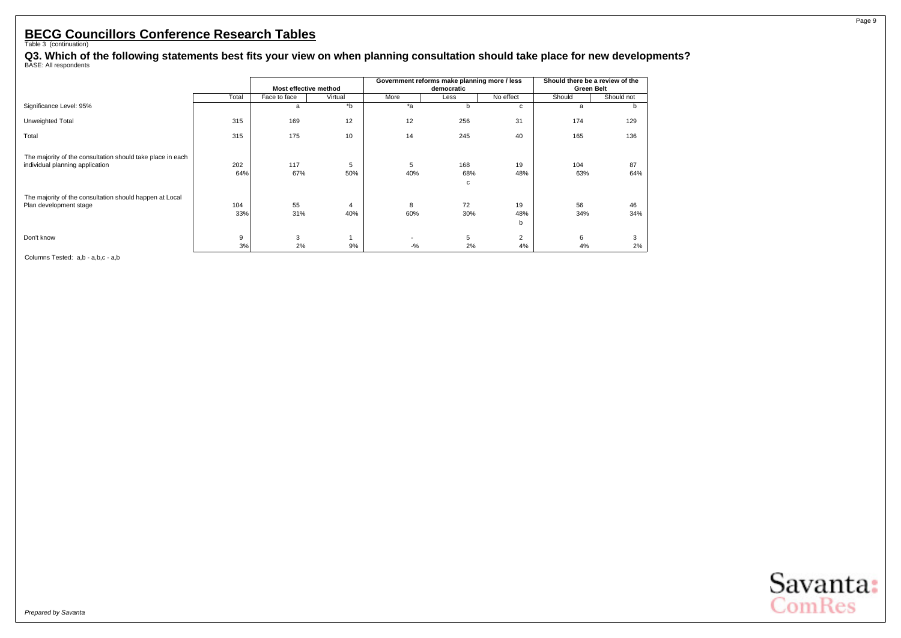## BECG Councillors Conference Research Tables

Table 3 (continuation)

### Q3. Which of the following statements best fits your view on when planning consultation should take place for new developments?

BASE: All respondents

| | | Most effective method | | Government reforms make planning more / less democratic | | | Should there be a review of the Green Belt | |
|---|---|---|---|---|---|---|---|---|
| | Total | Face to face | Virtual | More | Less | No effect | Should | Should not |
| Significance Level: 95% | | a | *b | *a | b | c | a | b |
| Unweighted Total | 315 | 169 | 12 | 12 | 256 | 31 | 174 | 129 |
| Total | 315 | 175 | 10 | 14 | 245 | 40 | 165 | 136 |
| The majority of the consultation should take place in each individual planning application | 202 | 117 | 5 | 5 | 168 | 19 | 104 | 87 |
| | 64% | 67% | 50% | 40% | 68% | 48% | 63% | 64% |
| | | | | | c | | | |
| The majority of the consultation should happen at Local Plan development stage | 104 | 55 | 4 | 8 | 72 | 19 | 56 | 46 |
| | 33% | 31% | 40% | 60% | 30% | 48% | 34% | 34% |
| | | | | | | b | | |
| Don't know | 9 | 3 | 1 | - | 5 | 2 | 6 | 3 |
| | 3% | 2% | 9% | -% | 2% | 4% | 4% | 2% |

Columns Tested: a,b - a,b,c - a,b

*Prepared by Savanta*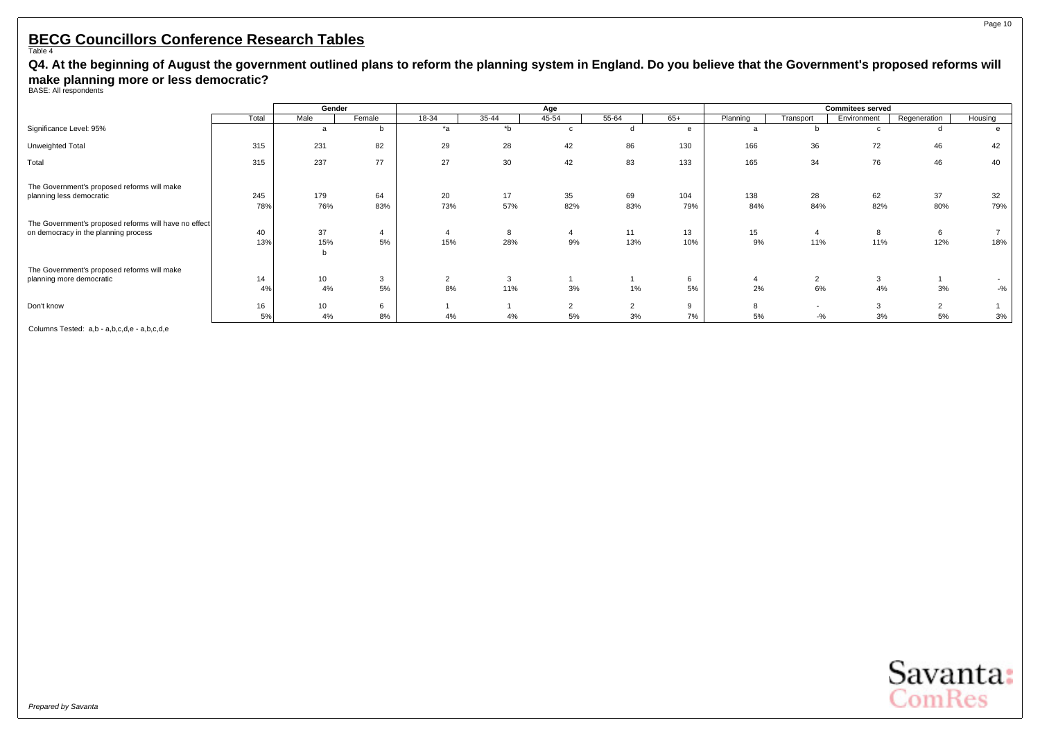# BECG Councillors Conference Research Tables

Table 4

**Q4. At the beginning of August the government outlined plans to reform the planning system in England. Do you believe that the Government's proposed reforms will make planning more or less democratic?**

BASE: All respondents

| | | Gender | | Age | | | | | Commitees served | | | | |
|---|---|---|---|---|---|---|---|---|---|---|---|---|---|
| | Total | Male | Female | 18-34 | 35-44 | 45-54 | 55-64 | 65+ | Planning | Transport | Environment | Regeneration | Housing |
| Significance Level: 95% | | a | b | *a | *b | c | d | e | a | b | c | d | e |
| Unweighted Total | 315 | 231 | 82 | 29 | 28 | 42 | 86 | 130 | 166 | 36 | 72 | 46 | 42 |
| Total | 315 | 237 | 77 | 27 | 30 | 42 | 83 | 133 | 165 | 34 | 76 | 46 | 40 |
| The Government's proposed reforms will make planning less democratic | 245 | 179 | 64 | 20 | 17 | 35 | 69 | 104 | 138 | 28 | 62 | 37 | 32 |
| | 78% | 76% | 83% | 73% | 57% | 82% | 83% | 79% | 84% | 84% | 82% | 80% | 79% |
| The Government's proposed reforms will have no effect on democracy in the planning process | 40 | 37 | 4 | 4 | 8 | 4 | 11 | 13 | 15 | 4 | 8 | 6 | 7 |
| | 13% | 15% | 5% | 15% | 28% | 9% | 13% | 10% | 9% | 11% | 11% | 12% | 18% |
| | | b | | | | | | | | | | | |
| The Government's proposed reforms will make planning more democratic | 14 | 10 | 3 | 2 | 3 | 1 | 1 | 6 | 4 | 2 | 3 | 1 | - |
| | 4% | 4% | 5% | 8% | 11% | 3% | 1% | 5% | 2% | 6% | 4% | 3% | -% |
| Don't know | 16 | 10 | 6 | 1 | 1 | 2 | 2 | 9 | 8 | - | 3 | 2 | 1 |
| | 5% | 4% | 8% | 4% | 4% | 5% | 3% | 7% | 5% | -% | 3% | 5% | 3% |

Columns Tested: a,b - a,b,c,d,e - a,b,c,d,e

*Prepared by Savanta*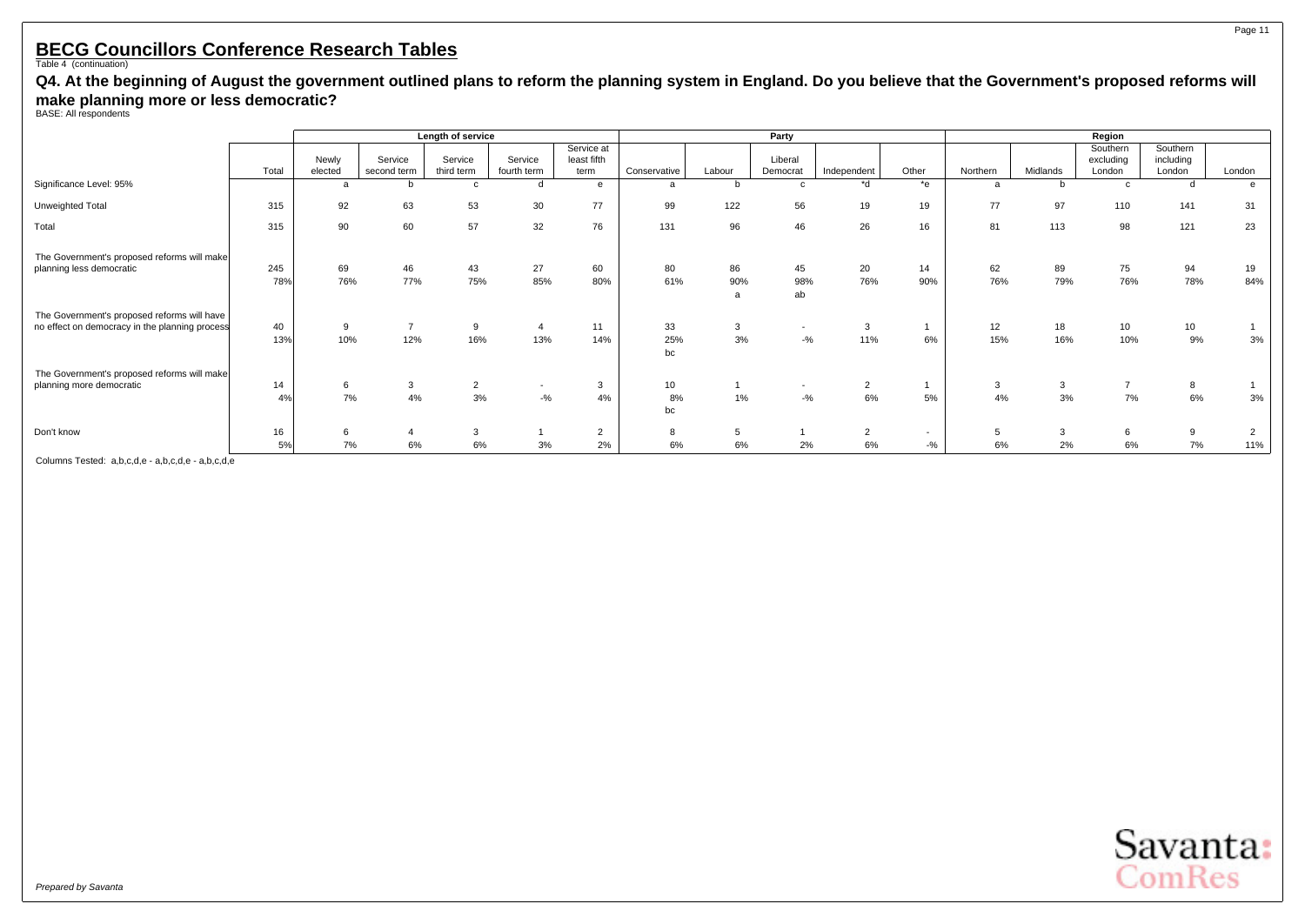# BECG Councillors Conference Research Tables

Table 4 (continuation)

**Q4. At the beginning of August the government outlined plans to reform the planning system in England. Do you believe that the Government's proposed reforms will make planning more or less democratic?**

BASE: All respondents

| | | Length of service | | | | | Party | | | | | Region | | | | |
|---|---|---|---|---|---|---|---|---|---|---|---|---|---|---|---|---|
| | Total | Newly elected | Service second term | Service third term | Service fourth term | Service at least fifth term | Conservative | Labour | Liberal Democrat | Independent | Other | Northern | Midlands | Southern excluding London | Southern including London | London |
| Significance Level: 95% | | a | b | c | d | e | a | b | c | *d | *e | a | b | c | d | e |
| Unweighted Total | 315 | 92 | 63 | 53 | 30 | 77 | 99 | 122 | 56 | 19 | 19 | 77 | 97 | 110 | 141 | 31 |
| Total | 315 | 90 | 60 | 57 | 32 | 76 | 131 | 96 | 46 | 26 | 16 | 81 | 113 | 98 | 121 | 23 |
| The Government's proposed reforms will make planning less democratic | 245 | 69 | 46 | 43 | 27 | 60 | 80 | 86 | 45 | 20 | 14 | 62 | 89 | 75 | 94 | 19 |
| | 78% | 76% | 77% | 75% | 85% | 80% | 61% | 90% | 98% | 76% | 90% | 76% | 79% | 76% | 78% | 84% |
| | | | | | | | | a | ab | | | | | | | |
| The Government's proposed reforms will have no effect on democracy in the planning process | 40 | 9 | 7 | 9 | 4 | 11 | 33 | 3 | - | 3 | 1 | 12 | 18 | 10 | 10 | 1 |
| | 13% | 10% | 12% | 16% | 13% | 14% | 25% | 3% | -% | 11% | 6% | 15% | 16% | 10% | 9% | 3% |
| | | | | | | | bc | | | | | | | | | |
| The Government's proposed reforms will make planning more democratic | 14 | 6 | 3 | 2 | - | 3 | 10 | 1 | - | 2 | 1 | 3 | 3 | 7 | 8 | 1 |
| | 4% | 7% | 4% | 3% | -% | 4% | 8% | 1% | -% | 6% | 5% | 4% | 3% | 7% | 6% | 3% |
| | | | | | | | bc | | | | | | | | | |
| Don't know | 16 | 6 | 4 | 3 | 1 | 2 | 8 | 5 | 1 | 2 | - | 5 | 3 | 6 | 9 | 2 |
| | 5% | 7% | 6% | 6% | 3% | 2% | 6% | 6% | 2% | 6% | -% | 6% | 2% | 6% | 7% | 11% |

Columns Tested: a,b,c,d,e - a,b,c,d,e - a,b,c,d,e

*Prepared by Savanta*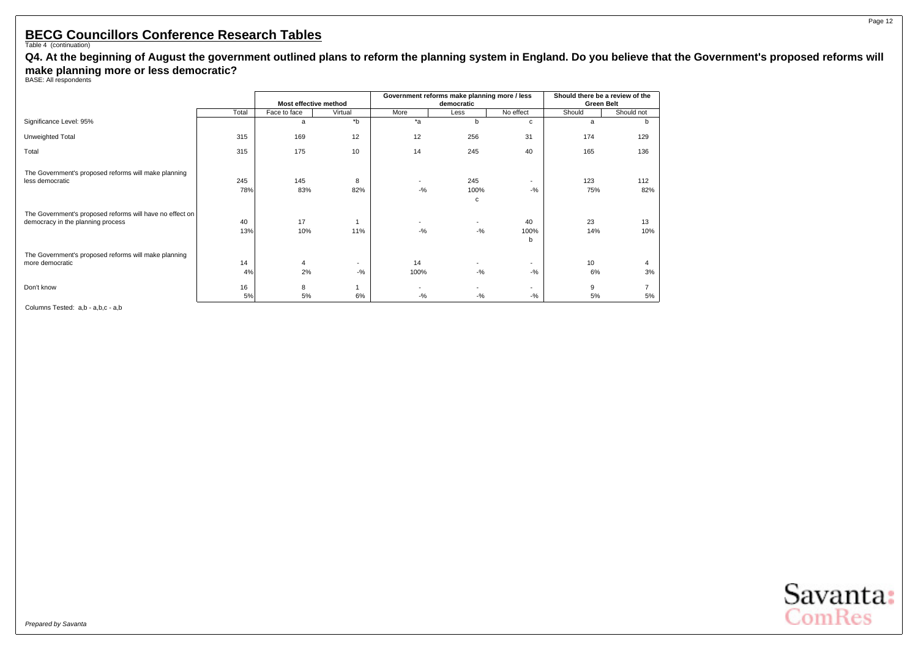# BECG Councillors Conference Research Tables

Table 4 (continuation)

**Q4. At the beginning of August the government outlined plans to reform the planning system in England. Do you believe that the Government's proposed reforms will make planning more or less democratic?**

BASE: All respondents

| | | Most effective method | | Government reforms make planning more / less democratic | | | Should there be a review of the Green Belt | |
|---|---|---|---|---|---|---|---|---|
| | Total | Face to face | Virtual | More | Less | No effect | Should | Should not |
| Significance Level: 95% | | a | *b | *a | b | c | a | b |
| Unweighted Total | 315 | 169 | 12 | 12 | 256 | 31 | 174 | 129 |
| Total | 315 | 175 | 10 | 14 | 245 | 40 | 165 | 136 |
| The Government's proposed reforms will make planning less democratic | 245 | 145 | 8 | - | 245 | - | 123 | 112 |
| | 78% | 83% | 82% | -% | 100% | -% | 75% | 82% |
| | | | | | c | | | |
| The Government's proposed reforms will have no effect on democracy in the planning process | 40 | 17 | 1 | - | - | 40 | 23 | 13 |
| | 13% | 10% | 11% | -% | -% | 100% | 14% | 10% |
| | | | | | | b | | |
| The Government's proposed reforms will make planning more democratic | 14 | 4 | - | 14 | - | - | 10 | 4 |
| | 4% | 2% | -% | 100% | -% | -% | 6% | 3% |
| Don't know | 16 | 8 | 1 | - | - | - | 9 | 7 |
| | 5% | 5% | 6% | -% | -% | -% | 5% | 5% |

Columns Tested: a,b - a,b,c - a,b

*Prepared by Savanta*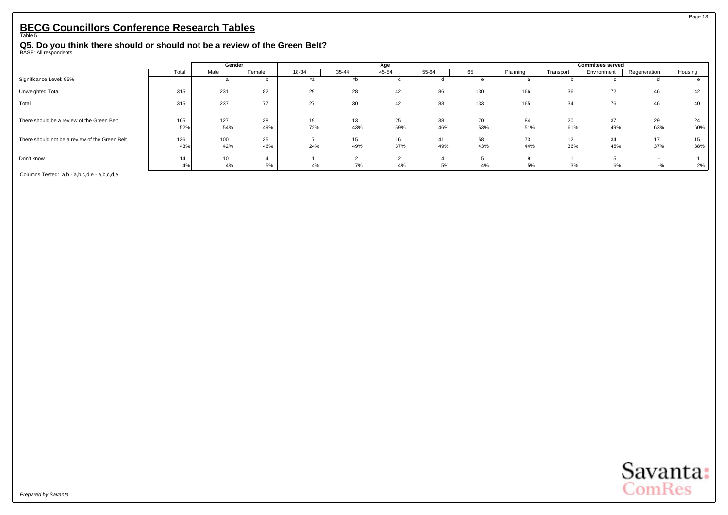## BECG Councillors Conference Research Tables

Table 5

### Q5. Do you think there should or should not be a review of the Green Belt?

BASE: All respondents

| | Total | Gender | | Age | | | | | Commitees served | | | | |
|---|---|---|---|---|---|---|---|---|---|---|---|---|---|
| | | Male | Female | 18-34 | 35-44 | 45-54 | 55-64 | 65+ | Planning | Transport | Environment | Regeneration | Housing |
| Significance Level: 95% | | a | b | *a | *b | c | d | e | a | b | c | d | e |
| Unweighted Total | 315 | 231 | 82 | 29 | 28 | 42 | 86 | 130 | 166 | 36 | 72 | 46 | 42 |
| Total | 315 | 237 | 77 | 27 | 30 | 42 | 83 | 133 | 165 | 34 | 76 | 46 | 40 |
| There should be a review of the Green Belt | 165 | 127 | 38 | 19 | 13 | 25 | 38 | 70 | 84 | 20 | 37 | 29 | 24 |
| | 52% | 54% | 49% | 72% | 43% | 59% | 46% | 53% | 51% | 61% | 49% | 63% | 60% |
| There should not be a review of the Green Belt | 136 | 100 | 35 | 7 | 15 | 16 | 41 | 58 | 73 | 12 | 34 | 17 | 15 |
| | 43% | 42% | 46% | 24% | 49% | 37% | 49% | 43% | 44% | 36% | 45% | 37% | 38% |
| Don't know | 14 | 10 | 4 | 1 | 2 | 2 | 4 | 5 | 9 | 1 | 5 | - | 1 |
| | 4% | 4% | 5% | 4% | 7% | 4% | 5% | 4% | 5% | 3% | 6% | -% | 2% |

Columns Tested: a,b - a,b,c,d,e - a,b,c,d,e

*Prepared by Savanta*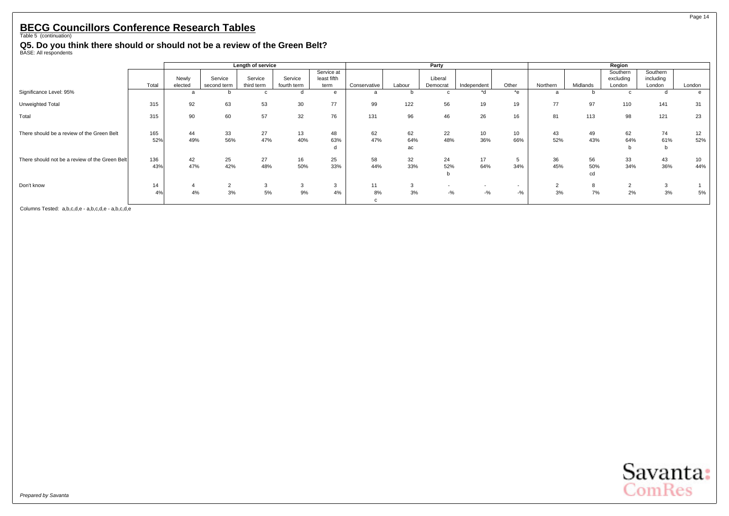# BECG Councillors Conference Research Tables

Table 5 (continuation)

### Q5. Do you think there should or should not be a review of the Green Belt?

BASE: All respondents

| | | Length of service | | | | | Party | | | | | Region | | | | |
|---|---|---|---|---|---|---|---|---|---|---|---|---|---|---|---|---|
| | Total | Newly elected | Service second term | Service third term | Service fourth term | Service at least fifth term | Conservative | Labour | Liberal Democrat | Independent | Other | Northern | Midlands | Southern excluding London | Southern including London | London |
| Significance Level: 95% | | a | b | c | d | e | a | b | c | *d | *e | a | b | c | d | e |
| Unweighted Total | 315 | 92 | 63 | 53 | 30 | 77 | 99 | 122 | 56 | 19 | 19 | 77 | 97 | 110 | 141 | 31 |
| Total | 315 | 90 | 60 | 57 | 32 | 76 | 131 | 96 | 46 | 26 | 16 | 81 | 113 | 98 | 121 | 23 |
| There should be a review of the Green Belt | 165 | 44 | 33 | 27 | 13 | 48 | 62 | 62 | 22 | 10 | 10 | 43 | 49 | 62 | 74 | 12 |
| | 52% | 49% | 56% | 47% | 40% | 63% | 47% | 64% | 48% | 36% | 66% | 52% | 43% | 64% | 61% | 52% |
| | | | | | | d | | ac | | | | | | b | b | |
| There should not be a review of the Green Belt | 136 | 42 | 25 | 27 | 16 | 25 | 58 | 32 | 24 | 17 | 5 | 36 | 56 | 33 | 43 | 10 |
| | 43% | 47% | 42% | 48% | 50% | 33% | 44% | 33% | 52% | 64% | 34% | 45% | 50% | 34% | 36% | 44% |
| | | | | | | | | | b | | | | cd | | | |
| Don't know | 14 | 4 | 2 | 3 | 3 | 3 | 11 | 3 | - | - | - | 2 | 8 | 2 | 3 | 1 |
| | 4% | 4% | 3% | 5% | 9% | 4% | 8% | 3% | -% | -% | -% | 3% | 7% | 2% | 3% | 5% |
| | | | | | | | c | | | | | | | | | |

Columns Tested: a,b,c,d,e - a,b,c,d,e - a,b,c,d,e

*Prepared by Savanta*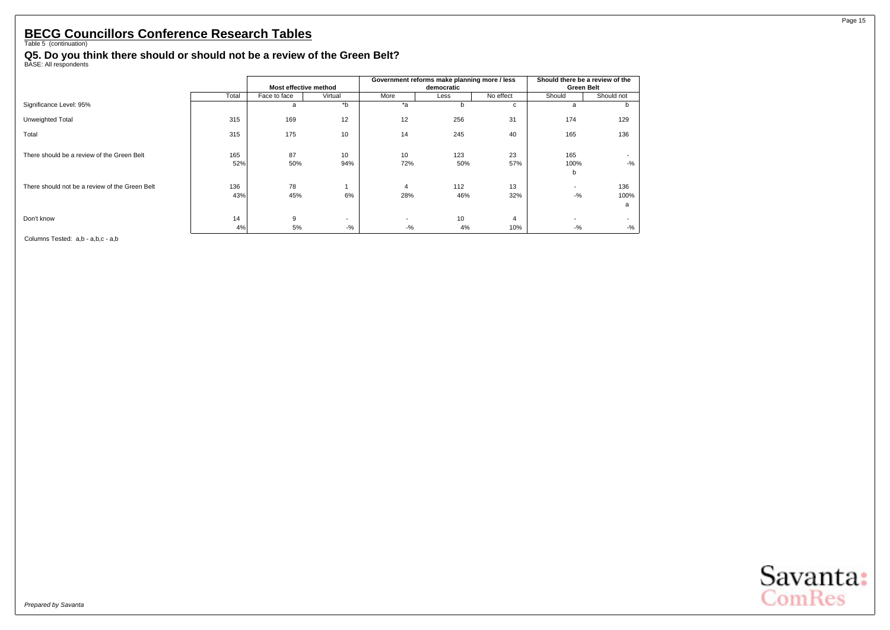# BECG Councillors Conference Research Tables

Table 5 (continuation)

## Q5. Do you think there should or should not be a review of the Green Belt?

BASE: All respondents

| | Total | Most effective method | | Government reforms make planning more / less democratic | | | Should there be a review of the Green Belt | |
|---|---|---|---|---|---|---|---|---|
| | | Face to face | Virtual | More | Less | No effect | Should | Should not |
| Significance Level: 95% | | a | *b | *a | b | c | a | b |
| Unweighted Total | 315 | 169 | 12 | 12 | 256 | 31 | 174 | 129 |
| Total | 315 | 175 | 10 | 14 | 245 | 40 | 165 | 136 |
| There should be a review of the Green Belt | 165 | 87 | 10 | 10 | 123 | 23 | 165 | - |
| | 52% | 50% | 94% | 72% | 50% | 57% | 100% | -% |
| | | | | | | | b | |
| There should not be a review of the Green Belt | 136 | 78 | 1 | 4 | 112 | 13 | - | 136 |
| | 43% | 45% | 6% | 28% | 46% | 32% | -% | 100% |
| | | | | | | | | a |
| Don't know | 14 | 9 | - | - | 10 | 4 | - | - |
| | 4% | 5% | -% | -% | 4% | 10% | -% | -% |

Columns Tested: a,b - a,b,c - a,b

*Prepared by Savanta*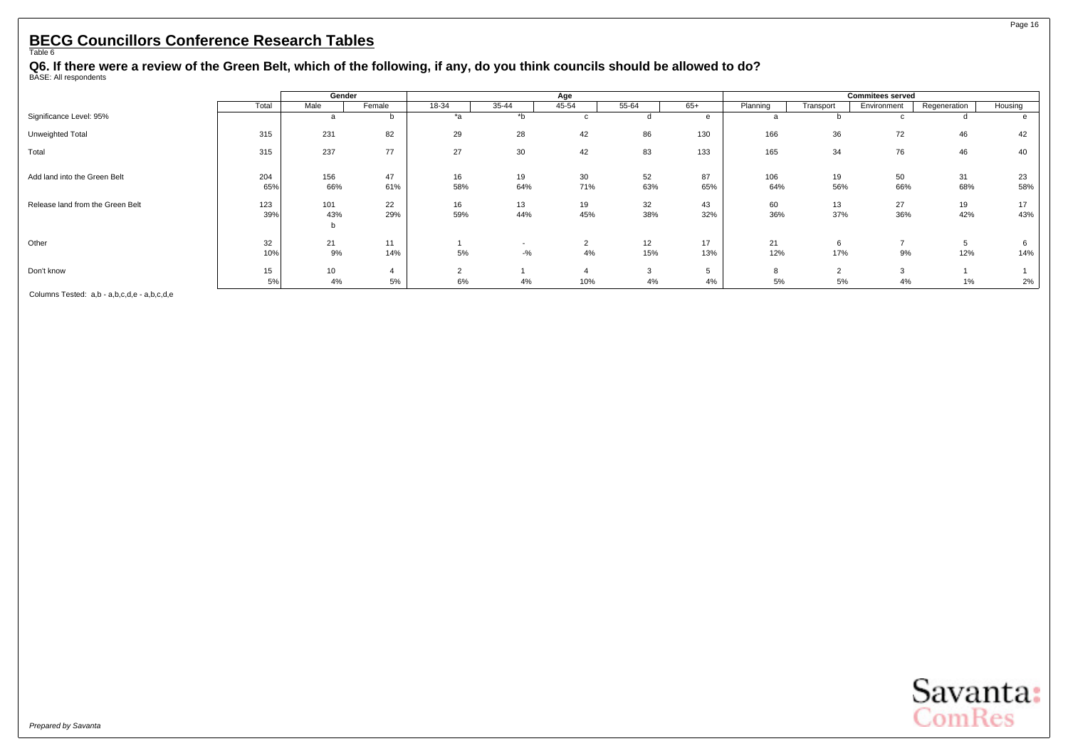# BECG Councillors Conference Research Tables

Table 6

## Q6. If there were a review of the Green Belt, which of the following, if any, do you think councils should be allowed to do?

BASE: All respondents

| | Total | Gender | | Age | | | | | Commitees served | | | | |
|---|---|---|---|---|---|---|---|---|---|---|---|---|---|
| | Total | Male | Female | 18-34 | 35-44 | 45-54 | 55-64 | 65+ | Planning | Transport | Environment | Regeneration | Housing |
| Significance Level: 95% | | a | b | *a | *b | c | d | e | a | b | c | d | e |
| Unweighted Total | 315 | 231 | 82 | 29 | 28 | 42 | 86 | 130 | 166 | 36 | 72 | 46 | 42 |
| Total | 315 | 237 | 77 | 27 | 30 | 42 | 83 | 133 | 165 | 34 | 76 | 46 | 40 |
| Add land into the Green Belt | 204 | 156 | 47 | 16 | 19 | 30 | 52 | 87 | 106 | 19 | 50 | 31 | 23 |
| | 65% | 66% | 61% | 58% | 64% | 71% | 63% | 65% | 64% | 56% | 66% | 68% | 58% |
| Release land from the Green Belt | 123 | 101 | 22 | 16 | 13 | 19 | 32 | 43 | 60 | 13 | 27 | 19 | 17 |
| | 39% | 43% | 29% | 59% | 44% | 45% | 38% | 32% | 36% | 37% | 36% | 42% | 43% |
| | | b | | | | | | | | | | | |
| Other | 32 | 21 | 11 | 1 | - | 2 | 12 | 17 | 21 | 6 | 7 | 5 | 6 |
| | 10% | 9% | 14% | 5% | -% | 4% | 15% | 13% | 12% | 17% | 9% | 12% | 14% |
| Don't know | 15 | 10 | 4 | 2 | 1 | 4 | 3 | 5 | 8 | 2 | 3 | 1 | 1 |
| | 5% | 4% | 5% | 6% | 4% | 10% | 4% | 4% | 5% | 5% | 4% | 1% | 2% |

Columns Tested: a,b - a,b,c,d,e - a,b,c,d,e

*Prepared by Savanta*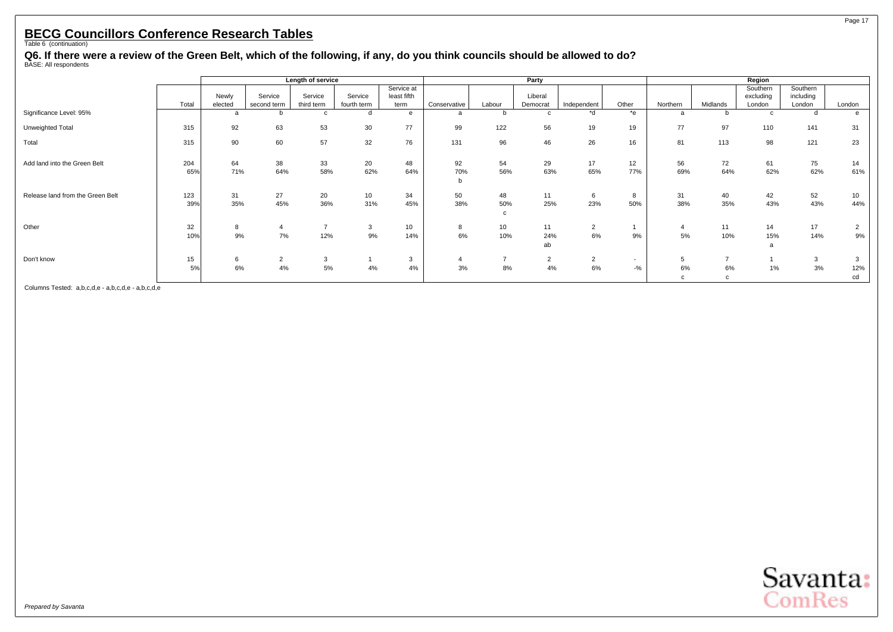# BECG Councillors Conference Research Tables

Table 6 (continuation)

## Q6. If there were a review of the Green Belt, which of the following, if any, do you think councils should be allowed to do?

BASE: All respondents

| | | Length of service | | | | | Party | | | | | Region | | | | |
|---|---|---|---|---|---|---|---|---|---|---|---|---|---|---|---|---|
| | Total | Newly elected | Service second term | Service third term | Service fourth term | Service at least fifth term | Conservative | Labour | Liberal Democrat | Independent | Other | Northern | Midlands | Southern excluding London | Southern including London | London |
| Significance Level: 95% | | a | b | c | d | e | a | b | c | *d | *e | a | b | c | d | e |
| Unweighted Total | 315 | 92 | 63 | 53 | 30 | 77 | 99 | 122 | 56 | 19 | 19 | 77 | 97 | 110 | 141 | 31 |
| Total | 315 | 90 | 60 | 57 | 32 | 76 | 131 | 96 | 46 | 26 | 16 | 81 | 113 | 98 | 121 | 23 |
| Add land into the Green Belt | 204 | 64 | 38 | 33 | 20 | 48 | 92 | 54 | 29 | 17 | 12 | 56 | 72 | 61 | 75 | 14 |
| | 65% | 71% | 64% | 58% | 62% | 64% | 70% | 56% | 63% | 65% | 77% | 69% | 64% | 62% | 62% | 61% |
| | | | | | | | b | | | | | | | | | |
| Release land from the Green Belt | 123 | 31 | 27 | 20 | 10 | 34 | 50 | 48 | 11 | 6 | 8 | 31 | 40 | 42 | 52 | 10 |
| | 39% | 35% | 45% | 36% | 31% | 45% | 38% | 50% | 25% | 23% | 50% | 38% | 35% | 43% | 43% | 44% |
| | | | | | | | | c | | | | | | | | |
| Other | 32 | 8 | 4 | 7 | 3 | 10 | 8 | 10 | 11 | 2 | 1 | 4 | 11 | 14 | 17 | 2 |
| | 10% | 9% | 7% | 12% | 9% | 14% | 6% | 10% | 24% | 6% | 9% | 5% | 10% | 15% | 14% | 9% |
| | | | | | | | | | ab | | | | | a | | |
| Don't know | 15 | 6 | 2 | 3 | 1 | 3 | 4 | 7 | 2 | 2 | - | 5 | 7 | 1 | 3 | 3 |
| | 5% | 6% | 4% | 5% | 4% | 4% | 3% | 8% | 4% | 6% | -% | 6% | 6% | 1% | 3% | 12% |
| | | | | | | | | | | | | c | c | | | cd |

Columns Tested: a,b,c,d,e - a,b,c,d,e - a,b,c,d,e

*Prepared by Savanta*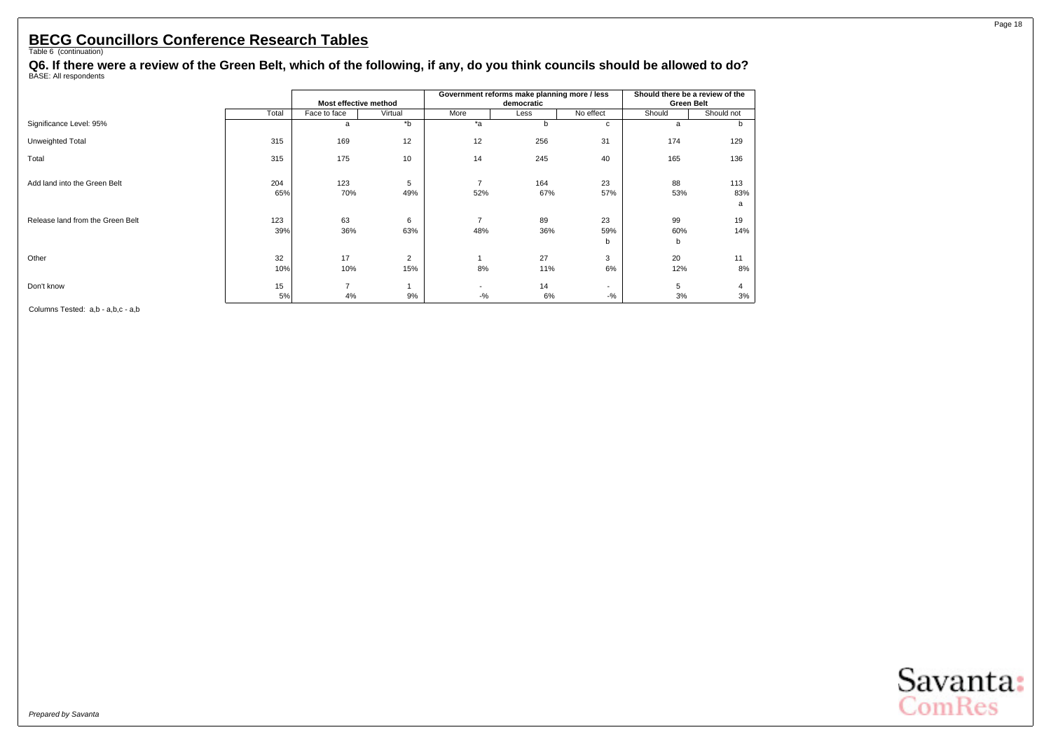# BECG Councillors Conference Research Tables

Table 6 (continuation)

**Q6. If there were a review of the Green Belt, which of the following, if any, do you think councils should be allowed to do?**

BASE: All respondents

| | | Most effective method | | Government reforms make planning more / less democratic | | | Should there be a review of the Green Belt | |
|---|---|---|---|---|---|---|---|---|
| | Total | Face to face | Virtual | More | Less | No effect | Should | Should not |
| Significance Level: 95% | | a | *b | *a | b | c | a | b |
| Unweighted Total | 315 | 169 | 12 | 12 | 256 | 31 | 174 | 129 |
| Total | 315 | 175 | 10 | 14 | 245 | 40 | 165 | 136 |
| Add land into the Green Belt | 204 | 123 | 5 | 7 | 164 | 23 | 88 | 113 |
| | 65% | 70% | 49% | 52% | 67% | 57% | 53% | 83% |
| | | | | | | | | a |
| Release land from the Green Belt | 123 | 63 | 6 | 7 | 89 | 23 | 99 | 19 |
| | 39% | 36% | 63% | 48% | 36% | 59% | 60% | 14% |
| | | | | | | b | b | |
| Other | 32 | 17 | 2 | 1 | 27 | 3 | 20 | 11 |
| | 10% | 10% | 15% | 8% | 11% | 6% | 12% | 8% |
| Don't know | 15 | 7 | 1 | - | 14 | - | 5 | 4 |
| | 5% | 4% | 9% | -% | 6% | -% | 3% | 3% |

Columns Tested: a,b - a,b,c - a,b

*Prepared by Savanta*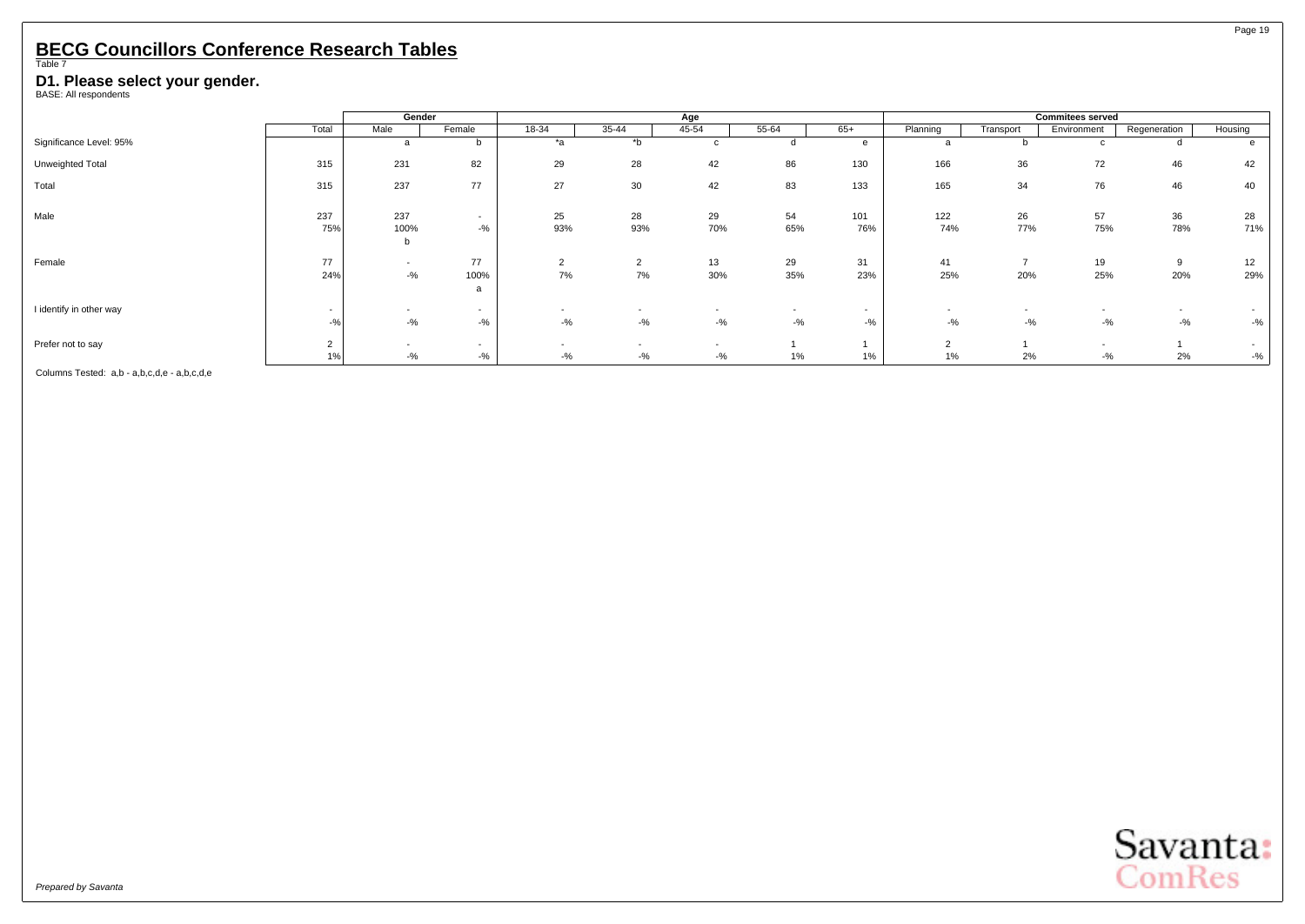# BECG Councillors Conference Research Tables

Table 7

### D1. Please select your gender.

BASE: All respondents

| | Total | Gender | | Age | | | | | Commitees served | | | | |
|---|---|---|---|---|---|---|---|---|---|---|---|---|---|
| | | Male | Female | 18-34 | 35-44 | 45-54 | 55-64 | 65+ | Planning | Transport | Environment | Regeneration | Housing |
| Significance Level: 95% | | a | b | *a | *b | c | d | e | a | b | c | d | e |
| Unweighted Total | 315 | 231 | 82 | 29 | 28 | 42 | 86 | 130 | 166 | 36 | 72 | 46 | 42 |
| Total | 315 | 237 | 77 | 27 | 30 | 42 | 83 | 133 | 165 | 34 | 76 | 46 | 40 |
| Male | 237 | 237 | - | 25 | 28 | 29 | 54 | 101 | 122 | 26 | 57 | 36 | 28 |
| | 75% | 100% | -% | 93% | 93% | 70% | 65% | 76% | 74% | 77% | 75% | 78% | 71% |
| | | b | | | | | | | | | | | |
| Female | 77 | - | 77 | 2 | 2 | 13 | 29 | 31 | 41 | 7 | 19 | 9 | 12 |
| | 24% | -% | 100% | 7% | 7% | 30% | 35% | 23% | 25% | 20% | 25% | 20% | 29% |
| | | | a | | | | | | | | | | |
| I identify in other way | - | - | - | - | - | - | - | - | - | - | - | - | - |
| | -% | -% | -% | -% | -% | -% | -% | -% | -% | -% | -% | -% | -% |
| Prefer not to say | 2 | - | - | - | - | - | 1 | 1 | 2 | 1 | - | 1 | - |
| | 1% | -% | -% | -% | -% | -% | 1% | 1% | 1% | 2% | -% | 2% | -% |

Columns Tested: a,b - a,b,c,d,e - a,b,c,d,e

*Prepared by Savanta*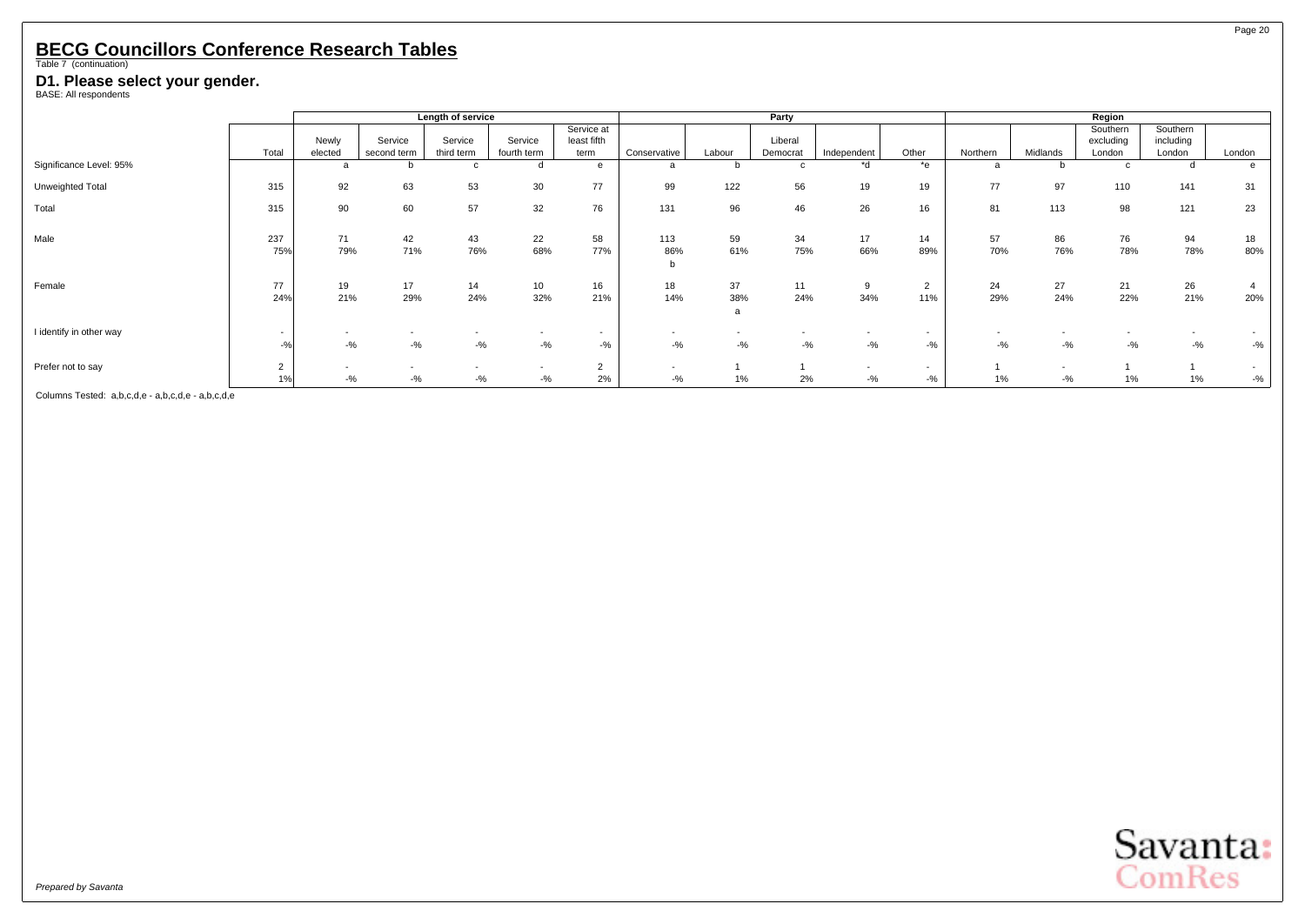## BECG Councillors Conference Research Tables

Table 7 (continuation)

### D1. Please select your gender.

BASE: All respondents

| | | Length of service | | | | | Party | | | | | Region | | | | |
|---|---|---|---|---|---|---|---|---|---|---|---|---|---|---|---|---|
| | Total | Newly elected | Service second term | Service third term | Service fourth term | Service at least fifth term | Conservative | Labour | Liberal Democrat | Independent | Other | Northern | Midlands | Southern excluding London | Southern including London | London |
| Significance Level: 95% | | a | b | c | d | e | a | b | c | *d | *e | a | b | c | d | e |
| Unweighted Total | 315 | 92 | 63 | 53 | 30 | 77 | 99 | 122 | 56 | 19 | 19 | 77 | 97 | 110 | 141 | 31 |
| Total | 315 | 90 | 60 | 57 | 32 | 76 | 131 | 96 | 46 | 26 | 16 | 81 | 113 | 98 | 121 | 23 |
| Male | 237 | 71 | 42 | 43 | 22 | 58 | 113 | 59 | 34 | 17 | 14 | 57 | 86 | 76 | 94 | 18 |
| | 75% | 79% | 71% | 76% | 68% | 77% | 86% | 61% | 75% | 66% | 89% | 70% | 76% | 78% | 78% | 80% |
| | | | | | | | b | | | | | | | | | |
| Female | 77 | 19 | 17 | 14 | 10 | 16 | 18 | 37 | 11 | 9 | 2 | 24 | 27 | 21 | 26 | 4 |
| | 24% | 21% | 29% | 24% | 32% | 21% | 14% | 38% | 24% | 34% | 11% | 29% | 24% | 22% | 21% | 20% |
| | | | | | | | | a | | | | | | | | |
| I identify in other way | - | - | - | - | - | - | - | - | - | - | - | - | - | - | - | - |
| | -% | -% | -% | -% | -% | -% | -% | -% | -% | -% | -% | -% | -% | -% | -% | -% |
| Prefer not to say | 2 | - | - | - | - | 2 | - | 1 | 1 | - | - | 1 | - | 1 | 1 | - |
| | 1% | -% | -% | -% | -% | 2% | -% | 1% | 2% | -% | -% | 1% | -% | 1% | 1% | -% |

Columns Tested: a,b,c,d,e - a,b,c,d,e - a,b,c,d,e

*Prepared by Savanta*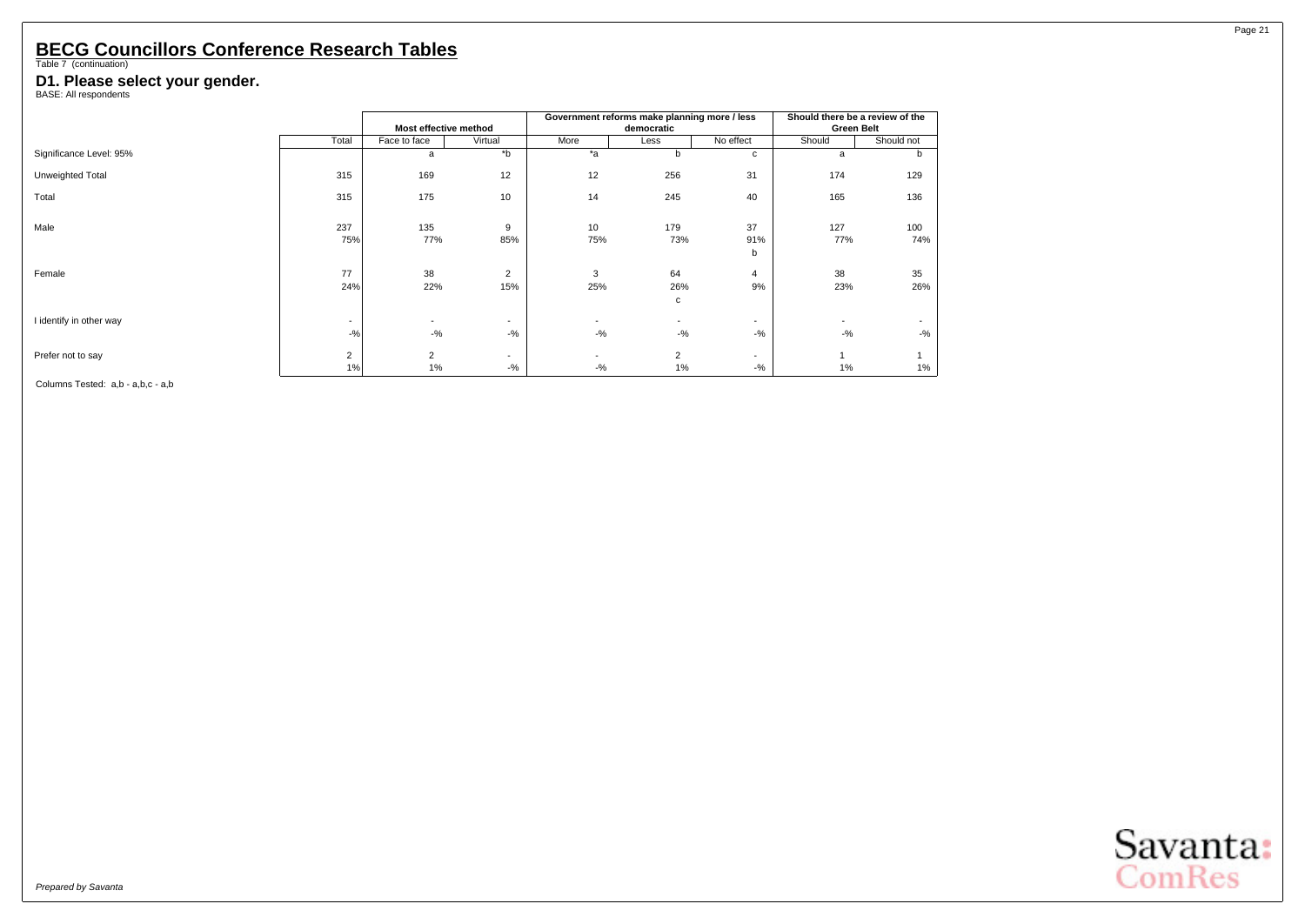## BECG Councillors Conference Research Tables

Table 7 (continuation)

### D1. Please select your gender.

BASE: All respondents

| | | Most effective method | | Government reforms make planning more / less democratic | | | Should there be a review of the Green Belt | |
|---|---|---|---|---|---|---|---|---|
| | Total | Face to face | Virtual | More | Less | No effect | Should | Should not |
| Significance Level: 95% | | a | *b | *a | b | c | a | b |
| Unweighted Total | 315 | 169 | 12 | 12 | 256 | 31 | 174 | 129 |
| Total | 315 | 175 | 10 | 14 | 245 | 40 | 165 | 136 |
| Male | 237 | 135 | 9 | 10 | 179 | 37 | 127 | 100 |
| | 75% | 77% | 85% | 75% | 73% | 91% | 77% | 74% |
| | | | | | | b | | |
| Female | 77 | 38 | 2 | 3 | 64 | 4 | 38 | 35 |
| | 24% | 22% | 15% | 25% | 26% | 9% | 23% | 26% |
| | | | | | c | | | |
| I identify in other way | - | - | - | - | - | - | - | - |
| | -% | -% | -% | -% | -% | -% | -% | -% |
| Prefer not to say | 2 | 2 | - | - | 2 | - | 1 | 1 |
| | 1% | 1% | -% | -% | 1% | -% | 1% | 1% |

Columns Tested: a,b - a,b,c - a,b

*Prepared by Savanta*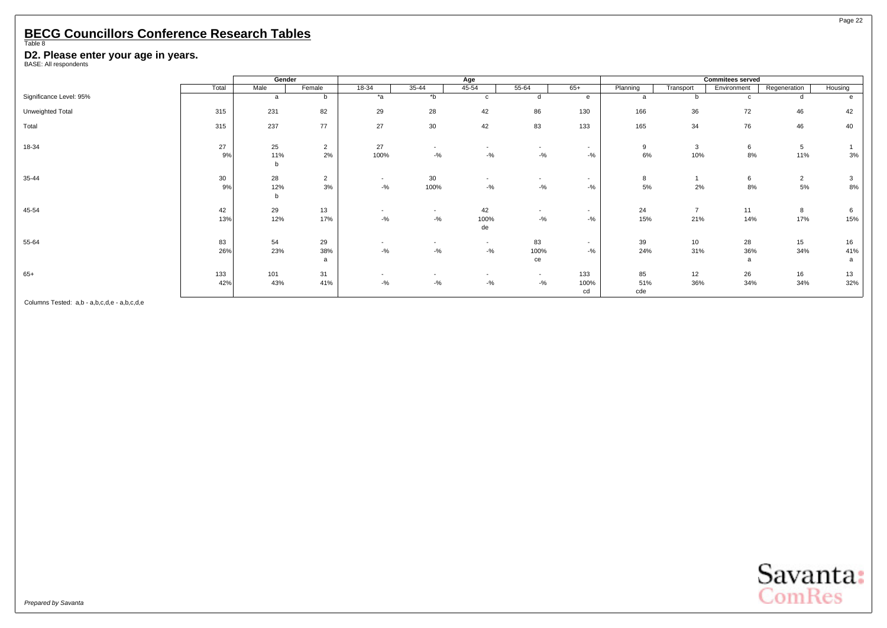# BECG Councillors Conference Research Tables

Table 8

## D2. Please enter your age in years.

BASE: All respondents

| | Total | Gender | | Age | | | | | Commitees served | | | | |
|---|---|---|---|---|---|---|---|---|---|---|---|---|---|
| | | Male | Female | 18-34 | 35-44 | 45-54 | 55-64 | 65+ | Planning | Transport | Environment | Regeneration | Housing |
| Significance Level: 95% | | a | b | *a | *b | c | d | e | a | b | c | d | e |
| Unweighted Total | 315 | 231 | 82 | 29 | 28 | 42 | 86 | 130 | 166 | 36 | 72 | 46 | 42 |
| Total | 315 | 237 | 77 | 27 | 30 | 42 | 83 | 133 | 165 | 34 | 76 | 46 | 40 |
| 18-34 | 27 | 25 | 2 | 27 | - | - | - | - | 9 | 3 | 6 | 5 | 1 |
| | 9% | 11% | 2% | 100% | -% | -% | -% | -% | 6% | 10% | 8% | 11% | 3% |
| | | b | | | | | | | | | | | |
| 35-44 | 30 | 28 | 2 | - | 30 | - | - | - | 8 | 1 | 6 | 2 | 3 |
| | 9% | 12% | 3% | -% | 100% | -% | -% | -% | 5% | 2% | 8% | 5% | 8% |
| | | b | | | | | | | | | | | |
| 45-54 | 42 | 29 | 13 | - | - | 42 | - | - | 24 | 7 | 11 | 8 | 6 |
| | 13% | 12% | 17% | -% | -% | 100% | -% | -% | 15% | 21% | 14% | 17% | 15% |
| | | | | | | de | | | | | | | |
| 55-64 | 83 | 54 | 29 | - | - | - | 83 | - | 39 | 10 | 28 | 15 | 16 |
| | 26% | 23% | 38% | -% | -% | -% | 100% | -% | 24% | 31% | 36% | 34% | 41% |
| | | | a | | | | ce | | | | a | | a |
| 65+ | 133 | 101 | 31 | - | - | - | - | 133 | 85 | 12 | 26 | 16 | 13 |
| | 42% | 43% | 41% | -% | -% | -% | -% | 100% | 51% | 36% | 34% | 34% | 32% |
| | | | | | | | | cd | cde | | | | |

Columns Tested: a,b - a,b,c,d,e - a,b,c,d,e

*Prepared by Savanta*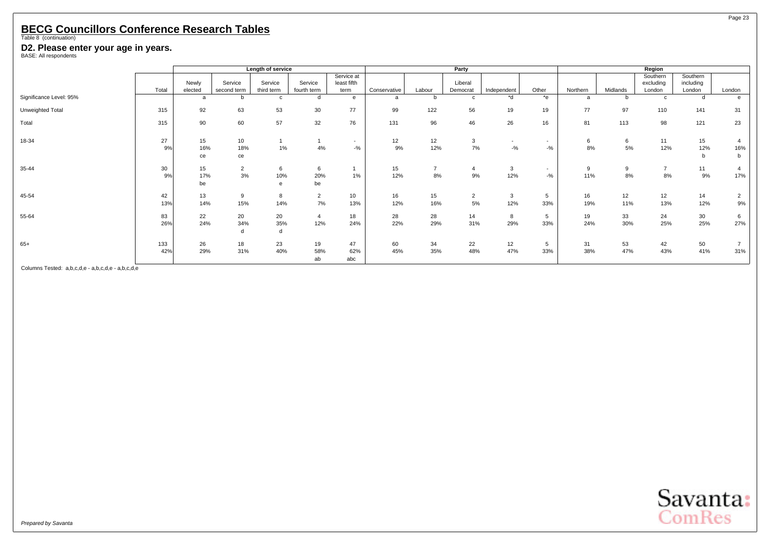# BECG Councillors Conference Research Tables

Table 8 (continuation)

### D2. Please enter your age in years.

BASE: All respondents

| | | Length of service | | | | | Party | | | | | Region | | | | |
|---|---|---|---|---|---|---|---|---|---|---|---|---|---|---|---|---|
| | Total | Newly elected | Service second term | Service third term | Service fourth term | Service at least fifth term | Conservative | Labour | Liberal Democrat | Independent | Other | Northern | Midlands | Southern excluding London | Southern including London | London |
| Significance Level: 95% | | a | b | c | d | e | a | b | c | *d | *e | a | b | c | d | e |
| Unweighted Total | 315 | 92 | 63 | 53 | 30 | 77 | 99 | 122 | 56 | 19 | 19 | 77 | 97 | 110 | 141 | 31 |
| Total | 315 | 90 | 60 | 57 | 32 | 76 | 131 | 96 | 46 | 26 | 16 | 81 | 113 | 98 | 121 | 23 |
| 18-34 | 27 | 15 | 10 | 1 | 1 | - | 12 | 12 | 3 | - | - | 6 | 6 | 11 | 15 | 4 |
| | 9% | 16% | 18% | 1% | 4% | -% | 9% | 12% | 7% | -% | -% | 8% | 5% | 12% | 12% | 16% |
| | | ce | ce | | | | | | | | | | | | b | b |
| 35-44 | 30 | 15 | 2 | 6 | 6 | 1 | 15 | 7 | 4 | 3 | - | 9 | 9 | 7 | 11 | 4 |
| | 9% | 17% | 3% | 10% | 20% | 1% | 12% | 8% | 9% | 12% | -% | 11% | 8% | 8% | 9% | 17% |
| | | be | | e | be | | | | | | | | | | | |
| 45-54 | 42 | 13 | 9 | 8 | 2 | 10 | 16 | 15 | 2 | 3 | 5 | 16 | 12 | 12 | 14 | 2 |
| | 13% | 14% | 15% | 14% | 7% | 13% | 12% | 16% | 5% | 12% | 33% | 19% | 11% | 13% | 12% | 9% |
| 55-64 | 83 | 22 | 20 | 20 | 4 | 18 | 28 | 28 | 14 | 8 | 5 | 19 | 33 | 24 | 30 | 6 |
| | 26% | 24% | 34% | 35% | 12% | 24% | 22% | 29% | 31% | 29% | 33% | 24% | 30% | 25% | 25% | 27% |
| | | | d | d | | | | | | | | | | | | |
| 65+ | 133 | 26 | 18 | 23 | 19 | 47 | 60 | 34 | 22 | 12 | 5 | 31 | 53 | 42 | 50 | 7 |
| | 42% | 29% | 31% | 40% | 58% | 62% | 45% | 35% | 48% | 47% | 33% | 38% | 47% | 43% | 41% | 31% |
| | | | | | ab | abc | | | | | | | | | | |

Columns Tested: a,b,c,d,e - a,b,c,d,e - a,b,c,d,e

*Prepared by Savanta*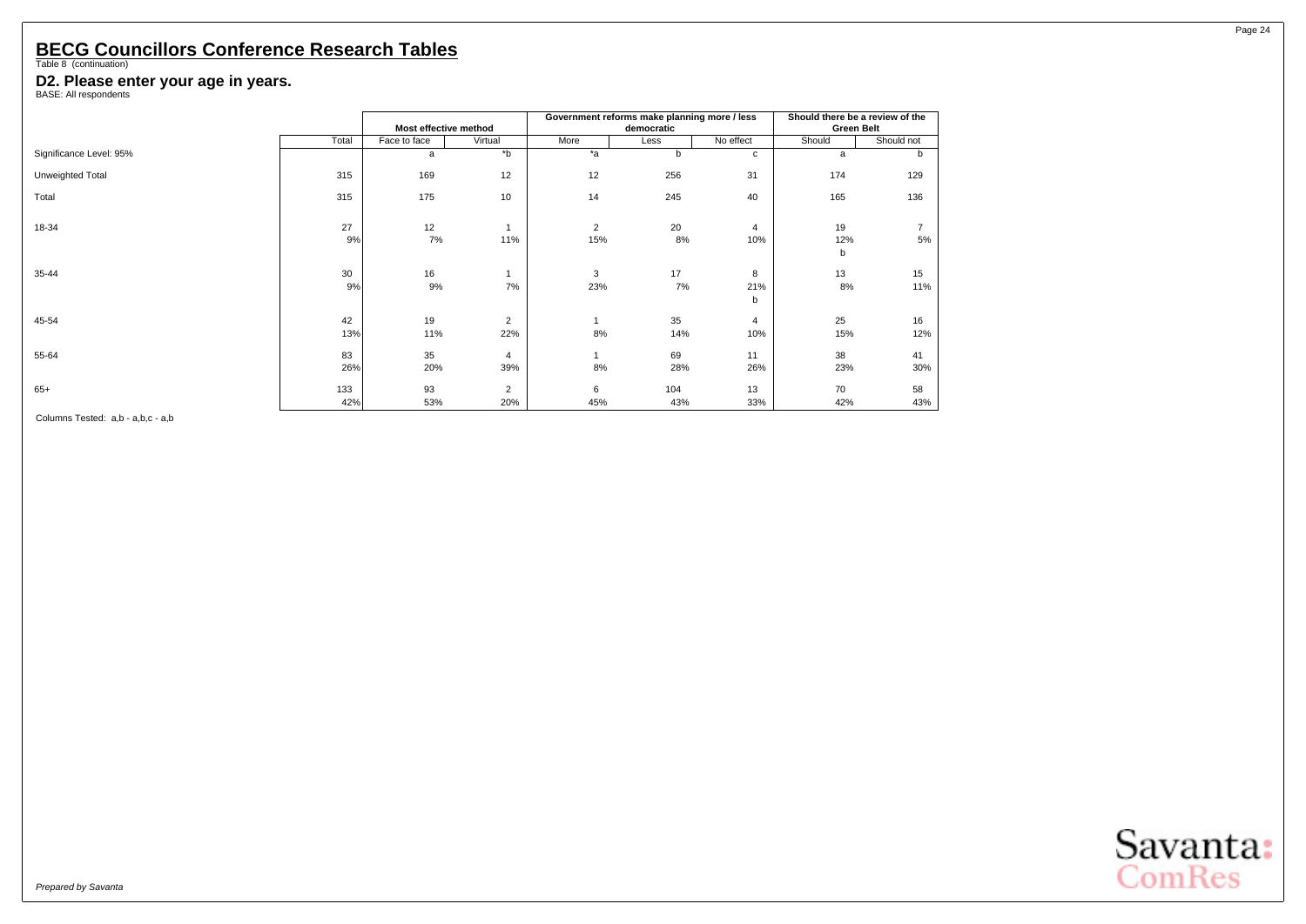# BECG Councillors Conference Research Tables

Table 8 (continuation)

## D2. Please enter your age in years.

BASE: All respondents

| | Total | Most effective method | | Government reforms make planning more / less democratic | | | Should there be a review of the Green Belt | |
|---|---|---|---|---|---|---|---|---|
| | | Face to face | Virtual | More | Less | No effect | Should | Should not |
| Significance Level: 95% | | a | *b | *a | b | c | a | b |
| Unweighted Total | 315 | 169 | 12 | 12 | 256 | 31 | 174 | 129 |
| Total | 315 | 175 | 10 | 14 | 245 | 40 | 165 | 136 |
| 18-34 | 27 | 12 | 1 | 2 | 20 | 4 | 19 | 7 |
| | 9% | 7% | 11% | 15% | 8% | 10% | 12% | 5% |
| | | | | | | | b | |
| 35-44 | 30 | 16 | 1 | 3 | 17 | 8 | 13 | 15 |
| | 9% | 9% | 7% | 23% | 7% | 21% | 8% | 11% |
| | | | | | | b | | |
| 45-54 | 42 | 19 | 2 | 1 | 35 | 4 | 25 | 16 |
| | 13% | 11% | 22% | 8% | 14% | 10% | 15% | 12% |
| 55-64 | 83 | 35 | 4 | 1 | 69 | 11 | 38 | 41 |
| | 26% | 20% | 39% | 8% | 28% | 26% | 23% | 30% |
| 65+ | 133 | 93 | 2 | 6 | 104 | 13 | 70 | 58 |
| | 42% | 53% | 20% | 45% | 43% | 33% | 42% | 43% |

Columns Tested: a,b - a,b,c - a,b

*Prepared by Savanta*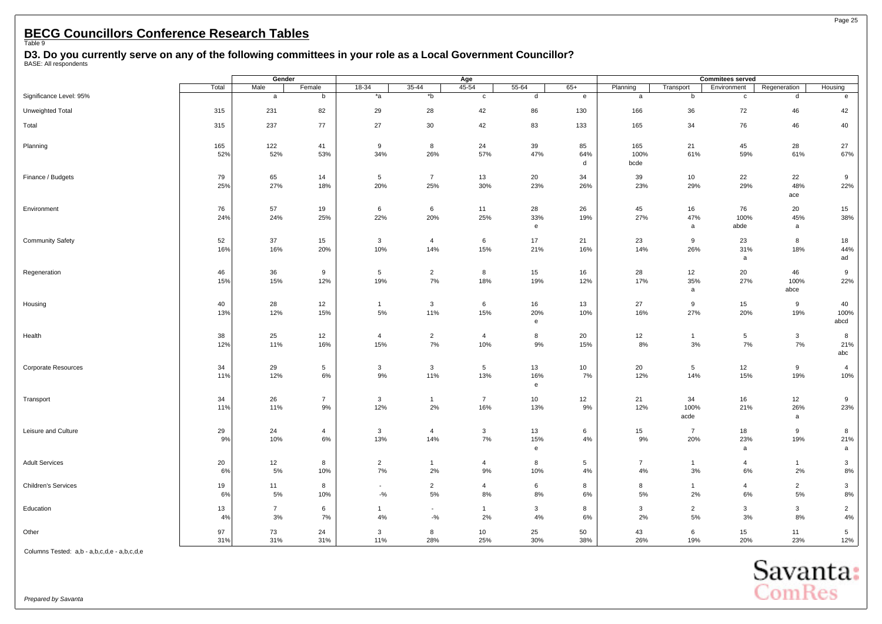## BECG Councillors Conference Research Tables

Table 9

**D3. Do you currently serve on any of the following committees in your role as a Local Government Councillor?**

BASE: All respondents

| | Total | Gender | | Age | | | | | Commitees served | | | | |
|---|---|---|---|---|---|---|---|---|---|---|---|---|---|
| | | Male | Female | 18-34 | 35-44 | 45-54 | 55-64 | 65+ | Planning | Transport | Environment | Regeneration | Housing |
| Significance Level: 95% | | a | b | *a | *b | c | d | e | a | b | c | d | e |
| Unweighted Total | 315 | 231 | 82 | 29 | 28 | 42 | 86 | 130 | 166 | 36 | 72 | 46 | 42 |
| Total | 315 | 237 | 77 | 27 | 30 | 42 | 83 | 133 | 165 | 34 | 76 | 46 | 40 |
| Planning | 165 | 122 | 41 | 9 | 8 | 24 | 39 | 85 | 165 | 21 | 45 | 28 | 27 |
| | 52% | 52% | 53% | 34% | 26% | 57% | 47% | 64% | 100% | 61% | 59% | 61% | 67% |
| | | | | | | | | d | bcde | | | | |
| Finance / Budgets | 79 | 65 | 14 | 5 | 7 | 13 | 20 | 34 | 39 | 10 | 22 | 22 | 9 |
| | 25% | 27% | 18% | 20% | 25% | 30% | 23% | 26% | 23% | 29% | 29% | 48% | 22% |
| | | | | | | | | | | | | ace | |
| Environment | 76 | 57 | 19 | 6 | 6 | 11 | 28 | 26 | 45 | 16 | 76 | 20 | 15 |
| | 24% | 24% | 25% | 22% | 20% | 25% | 33% | 19% | 27% | 47% | 100% | 45% | 38% |
| | | | | | | | e | | | a | abde | a | |
| Community Safety | 52 | 37 | 15 | 3 | 4 | 6 | 17 | 21 | 23 | 9 | 23 | 8 | 18 |
| | 16% | 16% | 20% | 10% | 14% | 15% | 21% | 16% | 14% | 26% | 31% | 18% | 44% |
| | | | | | | | | | | | a | | ad |
| Regeneration | 46 | 36 | 9 | 5 | 2 | 8 | 15 | 16 | 28 | 12 | 20 | 46 | 9 |
| | 15% | 15% | 12% | 19% | 7% | 18% | 19% | 12% | 17% | 35% | 27% | 100% | 22% |
| | | | | | | | | | | a | | abce | |
| Housing | 40 | 28 | 12 | 1 | 3 | 6 | 16 | 13 | 27 | 9 | 15 | 9 | 40 |
| | 13% | 12% | 15% | 5% | 11% | 15% | 20% | 10% | 16% | 27% | 20% | 19% | 100% |
| | | | | | | | e | | | | | | abcd |
| Health | 38 | 25 | 12 | 4 | 2 | 4 | 8 | 20 | 12 | 1 | 5 | 3 | 8 |
| | 12% | 11% | 16% | 15% | 7% | 10% | 9% | 15% | 8% | 3% | 7% | 7% | 21% |
| | | | | | | | | | | | | | abc |
| Corporate Resources | 34 | 29 | 5 | 3 | 3 | 5 | 13 | 10 | 20 | 5 | 12 | 9 | 4 |
| | 11% | 12% | 6% | 9% | 11% | 13% | 16% | 7% | 12% | 14% | 15% | 19% | 10% |
| | | | | | | | e | | | | | | |
| Transport | 34 | 26 | 7 | 3 | 1 | 7 | 10 | 12 | 21 | 34 | 16 | 12 | 9 |
| | 11% | 11% | 9% | 12% | 2% | 16% | 13% | 9% | 12% | 100% | 21% | 26% | 23% |
| | | | | | | | | | | acde | | a | |
| Leisure and Culture | 29 | 24 | 4 | 3 | 4 | 3 | 13 | 6 | 15 | 7 | 18 | 9 | 8 |
| | 9% | 10% | 6% | 13% | 14% | 7% | 15% | 4% | 9% | 20% | 23% | 19% | 21% |
| | | | | | | | e | | | | a | | a |
| Adult Services | 20 | 12 | 8 | 2 | 1 | 4 | 8 | 5 | 7 | 1 | 4 | 1 | 3 |
| | 6% | 5% | 10% | 7% | 2% | 9% | 10% | 4% | 4% | 3% | 6% | 2% | 8% |
| Children's Services | 19 | 11 | 8 | - | 2 | 4 | 6 | 8 | 8 | 1 | 4 | 2 | 3 |
| | 6% | 5% | 10% | -% | 5% | 8% | 8% | 6% | 5% | 2% | 6% | 5% | 8% |
| Education | 13 | 7 | 6 | 1 | - | 1 | 3 | 8 | 3 | 2 | 3 | 3 | 2 |
| | 4% | 3% | 7% | 4% | -% | 2% | 4% | 6% | 2% | 5% | 3% | 8% | 4% |
| Other | 97 | 73 | 24 | 3 | 8 | 10 | 25 | 50 | 43 | 6 | 15 | 11 | 5 |
| | 31% | 31% | 31% | 11% | 28% | 25% | 30% | 38% | 26% | 19% | 20% | 23% | 12% |

Columns Tested: a,b - a,b,c,d,e - a,b,c,d,e

*Prepared by Savanta*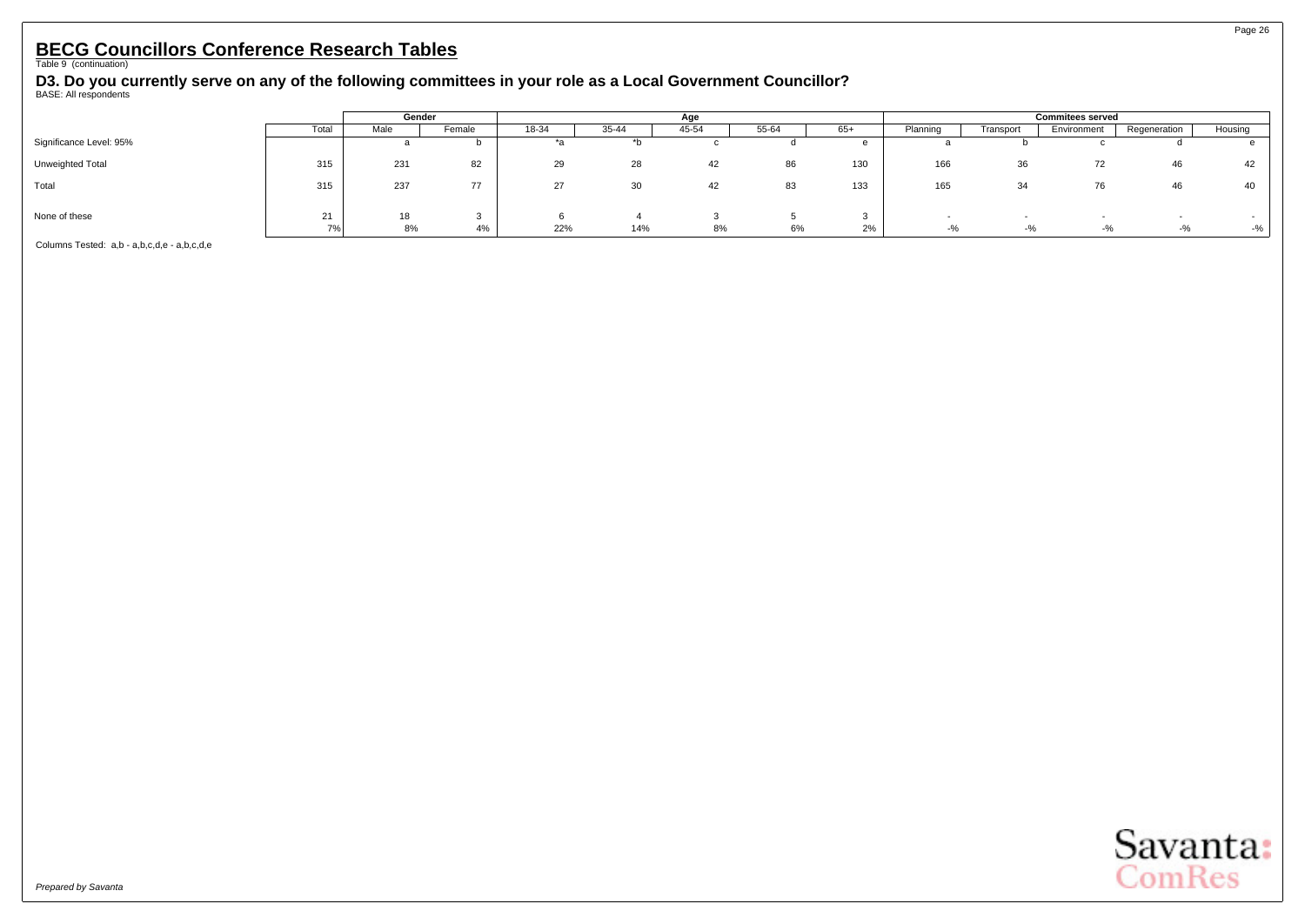# BECG Councillors Conference Research Tables

Table 9 (continuation)

### D3. Do you currently serve on any of the following committees in your role as a Local Government Councillor?

BASE: All respondents

| | Total | Gender | | Age | | | | | Commitees served | | | | |
|---|---|---|---|---|---|---|---|---|---|---|---|---|---|
| | | Male | Female | 18-34 | 35-44 | 45-54 | 55-64 | 65+ | Planning | Transport | Environment | Regeneration | Housing |
| Significance Level: 95% | | a | b | *a | *b | c | d | e | a | b | c | d | e |
| Unweighted Total | 315 | 231 | 82 | 29 | 28 | 42 | 86 | 130 | 166 | 36 | 72 | 46 | 42 |
| Total | 315 | 237 | 77 | 27 | 30 | 42 | 83 | 133 | 165 | 34 | 76 | 46 | 40 |
| None of these | 21 | 18 | 3 | 6 | 4 | 3 | 5 | 3 | - | - | - | - | - |
| | 7% | 8% | 4% | 22% | 14% | 8% | 6% | 2% | -% | -% | -% | -% | -% |

Columns Tested: a,b - a,b,c,d,e - a,b,c,d,e

*Prepared by Savanta*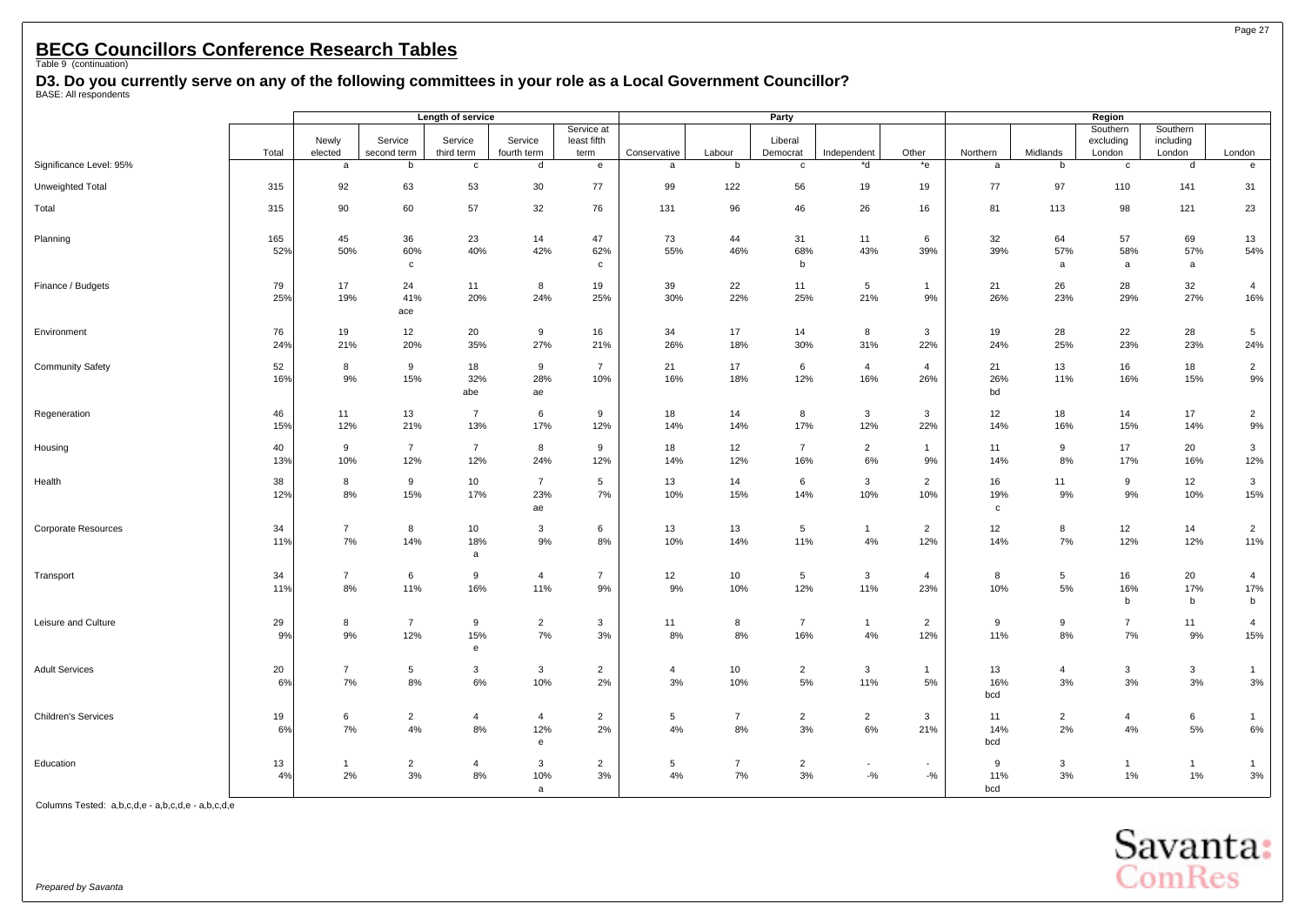# BECG Councillors Conference Research Tables

Table 9 (continuation)

## D3. Do you currently serve on any of the following committees in your role as a Local Government Councillor?

BASE: All respondents

| | | Length of service | | | | | Party | | | | | Region | | | | |
|---|---|---|---|---|---|---|---|---|---|---|---|---|---|---|---|---|
| | Total | Newly elected | Service second term | Service third term | Service fourth term | Service at least fifth term | Conservative | Labour | Liberal Democrat | Independent | Other | Northern | Midlands | Southern excluding London | Southern including London | London |
| Significance Level: 95% | | a | b | c | d | e | a | b | c | *d | *e | a | b | c | d | e |
| Unweighted Total | 315 | 92 | 63 | 53 | 30 | 77 | 99 | 122 | 56 | 19 | 19 | 77 | 97 | 110 | 141 | 31 |
| Total | 315 | 90 | 60 | 57 | 32 | 76 | 131 | 96 | 46 | 26 | 16 | 81 | 113 | 98 | 121 | 23 |
| Planning | 165 | 45 | 36 | 23 | 14 | 47 | 73 | 44 | 31 | 11 | 6 | 32 | 64 | 57 | 69 | 13 |
| | 52% | 50% | 60% | 40% | 42% | 62% | 55% | 46% | 68% | 43% | 39% | 39% | 57% | 58% | 57% | 54% |
| | | | c | | | c | | | b | | | | a | a | a | |
| Finance / Budgets | 79 | 17 | 24 | 11 | 8 | 19 | 39 | 22 | 11 | 5 | 1 | 21 | 26 | 28 | 32 | 4 |
| | 25% | 19% | 41% | 20% | 24% | 25% | 30% | 22% | 25% | 21% | 9% | 26% | 23% | 29% | 27% | 16% |
| | | | ace | | | | | | | | | | | | | |
| Environment | 76 | 19 | 12 | 20 | 9 | 16 | 34 | 17 | 14 | 8 | 3 | 19 | 28 | 22 | 28 | 5 |
| | 24% | 21% | 20% | 35% | 27% | 21% | 26% | 18% | 30% | 31% | 22% | 24% | 25% | 23% | 23% | 24% |
| Community Safety | 52 | 8 | 9 | 18 | 9 | 7 | 21 | 17 | 6 | 4 | 4 | 21 | 13 | 16 | 18 | 2 |
| | 16% | 9% | 15% | 32% | 28% | 10% | 16% | 18% | 12% | 16% | 26% | 26% | 11% | 16% | 15% | 9% |
| | | | | abe | ae | | | | | | | bd | | | | |
| Regeneration | 46 | 11 | 13 | 7 | 6 | 9 | 18 | 14 | 8 | 3 | 3 | 12 | 18 | 14 | 17 | 2 |
| | 15% | 12% | 21% | 13% | 17% | 12% | 14% | 14% | 17% | 12% | 22% | 14% | 16% | 15% | 14% | 9% |
| Housing | 40 | 9 | 7 | 7 | 8 | 9 | 18 | 12 | 7 | 2 | 1 | 11 | 9 | 17 | 20 | 3 |
| | 13% | 10% | 12% | 12% | 24% | 12% | 14% | 12% | 16% | 6% | 9% | 14% | 8% | 17% | 16% | 12% |
| Health | 38 | 8 | 9 | 10 | 7 | 5 | 13 | 14 | 6 | 3 | 2 | 16 | 11 | 9 | 12 | 3 |
| | 12% | 8% | 15% | 17% | 23% | 7% | 10% | 15% | 14% | 10% | 10% | 19% | 9% | 9% | 10% | 15% |
| | | | | | ae | | | | | | | c | | | | |
| Corporate Resources | 34 | 7 | 8 | 10 | 3 | 6 | 13 | 13 | 5 | 1 | 2 | 12 | 8 | 12 | 14 | 2 |
| | 11% | 7% | 14% | 18% | 9% | 8% | 10% | 14% | 11% | 4% | 12% | 14% | 7% | 12% | 12% | 11% |
| | | | | a | | | | | | | | | | | | |
| Transport | 34 | 7 | 6 | 9 | 4 | 7 | 12 | 10 | 5 | 3 | 4 | 8 | 5 | 16 | 20 | 4 |
| | 11% | 8% | 11% | 16% | 11% | 9% | 9% | 10% | 12% | 11% | 23% | 10% | 5% | 16% | 17% | 17% |
| | | | | | | | | | | | | | | b | b | b |
| Leisure and Culture | 29 | 8 | 7 | 9 | 2 | 3 | 11 | 8 | 7 | 1 | 2 | 9 | 9 | 7 | 11 | 4 |
| | 9% | 9% | 12% | 15% | 7% | 3% | 8% | 8% | 16% | 4% | 12% | 11% | 8% | 7% | 9% | 15% |
| | | | | e | | | | | | | | | | | | |
| Adult Services | 20 | 7 | 5 | 3 | 3 | 2 | 4 | 10 | 2 | 3 | 1 | 13 | 4 | 3 | 3 | 1 |
| | 6% | 7% | 8% | 6% | 10% | 2% | 3% | 10% | 5% | 11% | 5% | 16% | 3% | 3% | 3% | 3% |
| | | | | | | | | | | | | bcd | | | | |
| Children's Services | 19 | 6 | 2 | 4 | 4 | 2 | 5 | 7 | 2 | 2 | 3 | 11 | 2 | 4 | 6 | 1 |
| | 6% | 7% | 4% | 8% | 12% | 2% | 4% | 8% | 3% | 6% | 21% | 14% | 2% | 4% | 5% | 6% |
| | | | | | e | | | | | | | bcd | | | | |
| Education | 13 | 1 | 2 | 4 | 3 | 2 | 5 | 7 | 2 | - | - | 9 | 3 | 1 | 1 | 1 |
| | 4% | 2% | 3% | 8% | 10% | 3% | 4% | 7% | 3% | -% | -% | 11% | 3% | 1% | 1% | 3% |
| | | | | | a | | | | | | | bcd | | | | |

Columns Tested: a,b,c,d,e - a,b,c,d,e - a,b,c,d,e

*Prepared by Savanta*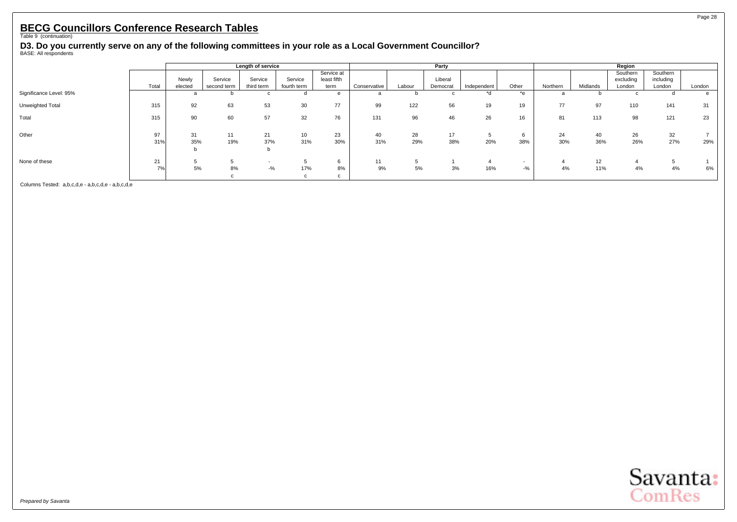# BECG Councillors Conference Research Tables

Table 9 (continuation)

## D3. Do you currently serve on any of the following committees in your role as a Local Government Councillor?

BASE: All respondents

| | | Length of service | | | | | Party | | | | | Region | | | | |
|---|---|---|---|---|---|---|---|---|---|---|---|---|---|---|---|---|
| | Total | Newly elected | Service second term | Service third term | Service fourth term | Service at least fifth term | Conservative | Labour | Liberal Democrat | Independent | Other | Northern | Midlands | Southern excluding London | Southern including London | London |
| Significance Level: 95% | | a | b | c | d | e | a | b | c | *d | *e | a | b | c | d | e |
| Unweighted Total | 315 | 92 | 63 | 53 | 30 | 77 | 99 | 122 | 56 | 19 | 19 | 77 | 97 | 110 | 141 | 31 |
| Total | 315 | 90 | 60 | 57 | 32 | 76 | 131 | 96 | 46 | 26 | 16 | 81 | 113 | 98 | 121 | 23 |
| Other | 97 | 31 | 11 | 21 | 10 | 23 | 40 | 28 | 17 | 5 | 6 | 24 | 40 | 26 | 32 | 7 |
| | 31% | 35% | 19% | 37% | 31% | 30% | 31% | 29% | 38% | 20% | 38% | 30% | 36% | 26% | 27% | 29% |
| | | b | | b | | | | | | | | | | | | |
| None of these | 21 | 5 | 5 | - | 5 | 6 | 11 | 5 | 1 | 4 | - | 4 | 12 | 4 | 5 | 1 |
| | 7% | 5% | 8% | -% | 17% | 8% | 9% | 5% | 3% | 16% | -% | 4% | 11% | 4% | 4% | 6% |
| | | | c | | c | c | | | | | | | | | | |

Columns Tested: a,b,c,d,e - a,b,c,d,e - a,b,c,d,e

*Prepared by Savanta*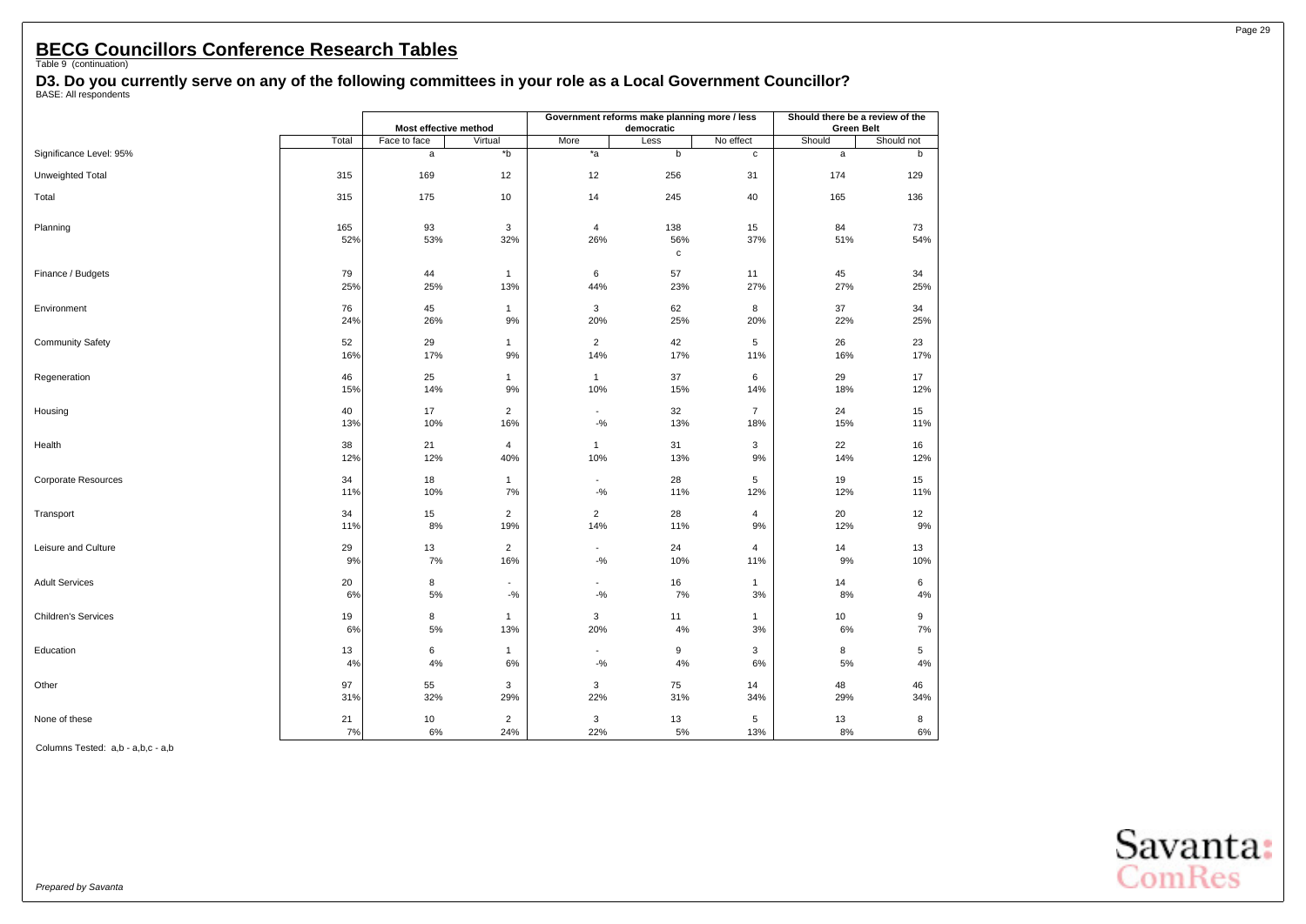# BECG Councillors Conference Research Tables

Table 9 (continuation)

**D3. Do you currently serve on any of the following committees in your role as a Local Government Councillor?**

BASE: All respondents

| | | Most effective method | | Government reforms make planning more / less democratic | | | Should there be a review of the Green Belt | |
|---|---|---|---|---|---|---|---|---|
| | Total | Face to face | Virtual | More | Less | No effect | Should | Should not |
| Significance Level: 95% | | a | *b | *a | b | c | a | b |
| Unweighted Total | 315 | 169 | 12 | 12 | 256 | 31 | 174 | 129 |
| Total | 315 | 175 | 10 | 14 | 245 | 40 | 165 | 136 |
| Planning | 165 | 93 | 3 | 4 | 138 | 15 | 84 | 73 |
| | 52% | 53% | 32% | 26% | 56% | 37% | 51% | 54% |
| | | | | | c | | | |
| Finance / Budgets | 79 | 44 | 1 | 6 | 57 | 11 | 45 | 34 |
| | 25% | 25% | 13% | 44% | 23% | 27% | 27% | 25% |
| Environment | 76 | 45 | 1 | 3 | 62 | 8 | 37 | 34 |
| | 24% | 26% | 9% | 20% | 25% | 20% | 22% | 25% |
| Community Safety | 52 | 29 | 1 | 2 | 42 | 5 | 26 | 23 |
| | 16% | 17% | 9% | 14% | 17% | 11% | 16% | 17% |
| Regeneration | 46 | 25 | 1 | 1 | 37 | 6 | 29 | 17 |
| | 15% | 14% | 9% | 10% | 15% | 14% | 18% | 12% |
| Housing | 40 | 17 | 2 | - | 32 | 7 | 24 | 15 |
| | 13% | 10% | 16% | -% | 13% | 18% | 15% | 11% |
| Health | 38 | 21 | 4 | 1 | 31 | 3 | 22 | 16 |
| | 12% | 12% | 40% | 10% | 13% | 9% | 14% | 12% |
| Corporate Resources | 34 | 18 | 1 | - | 28 | 5 | 19 | 15 |
| | 11% | 10% | 7% | -% | 11% | 12% | 12% | 11% |
| Transport | 34 | 15 | 2 | 2 | 28 | 4 | 20 | 12 |
| | 11% | 8% | 19% | 14% | 11% | 9% | 12% | 9% |
| Leisure and Culture | 29 | 13 | 2 | - | 24 | 4 | 14 | 13 |
| | 9% | 7% | 16% | -% | 10% | 11% | 9% | 10% |
| Adult Services | 20 | 8 | - | - | 16 | 1 | 14 | 6 |
| | 6% | 5% | -% | -% | 7% | 3% | 8% | 4% |
| Children's Services | 19 | 8 | 1 | 3 | 11 | 1 | 10 | 9 |
| | 6% | 5% | 13% | 20% | 4% | 3% | 6% | 7% |
| Education | 13 | 6 | 1 | - | 9 | 3 | 8 | 5 |
| | 4% | 4% | 6% | -% | 4% | 6% | 5% | 4% |
| Other | 97 | 55 | 3 | 3 | 75 | 14 | 48 | 46 |
| | 31% | 32% | 29% | 22% | 31% | 34% | 29% | 34% |
| None of these | 21 | 10 | 2 | 3 | 13 | 5 | 13 | 8 |
| | 7% | 6% | 24% | 22% | 5% | 13% | 8% | 6% |

Columns Tested: a,b - a,b,c - a,b

*Prepared by Savanta*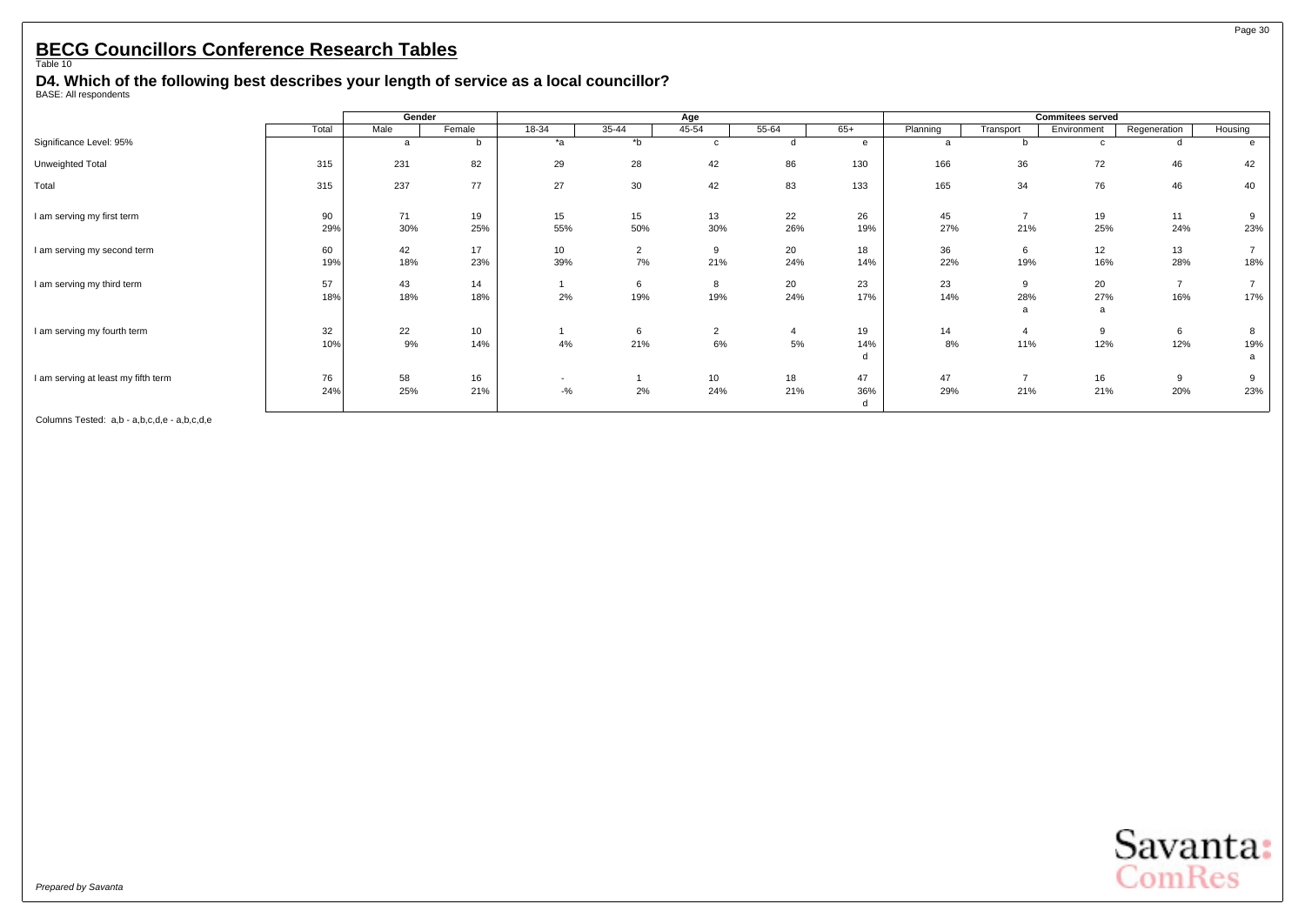# BECG Councillors Conference Research Tables

Table 10

## D4. Which of the following best describes your length of service as a local councillor?

BASE: All respondents

| | Total | Gender | | Age | | | | | Commitees served | | | | |
|---|---|---|---|---|---|---|---|---|---|---|---|---|---|
| | | Male | Female | 18-34 | 35-44 | 45-54 | 55-64 | 65+ | Planning | Transport | Environment | Regeneration | Housing |
| Significance Level: 95% | | a | b | *a | *b | c | d | e | a | b | c | d | e |
| Unweighted Total | 315 | 231 | 82 | 29 | 28 | 42 | 86 | 130 | 166 | 36 | 72 | 46 | 42 |
| Total | 315 | 237 | 77 | 27 | 30 | 42 | 83 | 133 | 165 | 34 | 76 | 46 | 40 |
| I am serving my first term | 90 | 71 | 19 | 15 | 15 | 13 | 22 | 26 | 45 | 7 | 19 | 11 | 9 |
| | 29% | 30% | 25% | 55% | 50% | 30% | 26% | 19% | 27% | 21% | 25% | 24% | 23% |
| I am serving my second term | 60 | 42 | 17 | 10 | 2 | 9 | 20 | 18 | 36 | 6 | 12 | 13 | 7 |
| | 19% | 18% | 23% | 39% | 7% | 21% | 24% | 14% | 22% | 19% | 16% | 28% | 18% |
| I am serving my third term | 57 | 43 | 14 | 1 | 6 | 8 | 20 | 23 | 23 | 9 | 20 | 7 | 7 |
| | 18% | 18% | 18% | 2% | 19% | 19% | 24% | 17% | 14% | 28% | 27% | 16% | 17% |
| | | | | | | | | | | a | a | | |
| I am serving my fourth term | 32 | 22 | 10 | 1 | 6 | 2 | 4 | 19 | 14 | 4 | 9 | 6 | 8 |
| | 10% | 9% | 14% | 4% | 21% | 6% | 5% | 14% | 8% | 11% | 12% | 12% | 19% |
| | | | | | | | | d | | | | | a |
| I am serving at least my fifth term | 76 | 58 | 16 | - | 1 | 10 | 18 | 47 | 47 | 7 | 16 | 9 | 9 |
| | 24% | 25% | 21% | -% | 2% | 24% | 21% | 36% | 29% | 21% | 21% | 20% | 23% |
| | | | | | | | | d | | | | | |

Columns Tested: a,b - a,b,c,d,e - a,b,c,d,e

*Prepared by Savanta*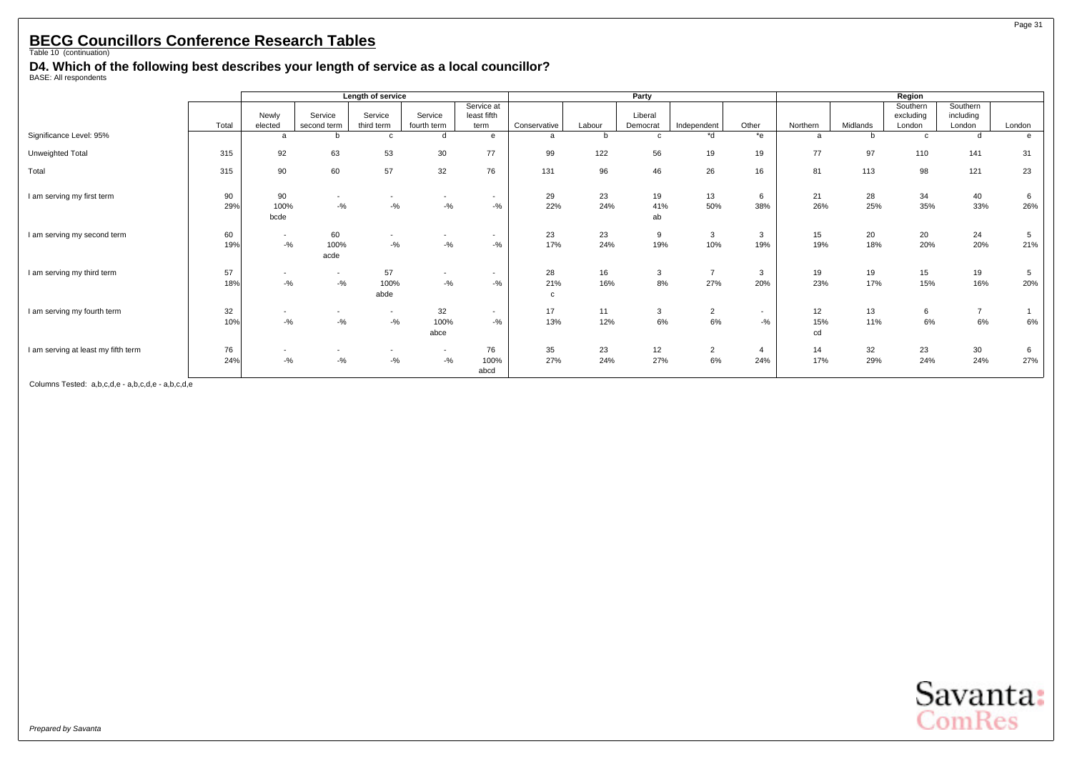# BECG Councillors Conference Research Tables

Table 10 (continuation)

## D4. Which of the following best describes your length of service as a local councillor?

BASE: All respondents

| | Total | Length of service | | | | | Party | | | | | Region | | | | |
|---|---|---|---|---|---|---|---|---|---|---|---|---|---|---|---|---|
| | | Newly elected | Service second term | Service third term | Service fourth term | Service at least fifth term | Conservative | Labour | Liberal Democrat | Independent | Other | Northern | Midlands | Southern excluding London | Southern including London | London |
| Significance Level: 95% | | a | b | c | d | e | a | b | c | *d | *e | a | b | c | d | e |
| Unweighted Total | 315 | 92 | 63 | 53 | 30 | 77 | 99 | 122 | 56 | 19 | 19 | 77 | 97 | 110 | 141 | 31 |
| Total | 315 | 90 | 60 | 57 | 32 | 76 | 131 | 96 | 46 | 26 | 16 | 81 | 113 | 98 | 121 | 23 |
| I am serving my first term | 90 | 90 | - | - | - | - | 29 | 23 | 19 | 13 | 6 | 21 | 28 | 34 | 40 | 6 |
| | 29% | 100% | -% | -% | -% | -% | 22% | 24% | 41% | 50% | 38% | 26% | 25% | 35% | 33% | 26% |
| | | bcde | | | | | | | ab | | | | | | | |
| I am serving my second term | 60 | - | 60 | - | - | - | 23 | 23 | 9 | 3 | 3 | 15 | 20 | 20 | 24 | 5 |
| | 19% | -% | 100% | -% | -% | -% | 17% | 24% | 19% | 10% | 19% | 19% | 18% | 20% | 20% | 21% |
| | | | acde | | | | | | | | | | | | | |
| I am serving my third term | 57 | - | - | 57 | - | - | 28 | 16 | 3 | 7 | 3 | 19 | 19 | 15 | 19 | 5 |
| | 18% | -% | -% | 100% | -% | -% | 21% | 16% | 8% | 27% | 20% | 23% | 17% | 15% | 16% | 20% |
| | | | | abde | | | c | | | | | | | | | |
| I am serving my fourth term | 32 | - | - | - | 32 | - | 17 | 11 | 3 | 2 | - | 12 | 13 | 6 | 7 | 1 |
| | 10% | -% | -% | -% | 100% | -% | 13% | 12% | 6% | 6% | -% | 15% | 11% | 6% | 6% | 6% |
| | | | | | abce | | | | | | | cd | | | | |
| I am serving at least my fifth term | 76 | - | - | - | - | 76 | 35 | 23 | 12 | 2 | 4 | 14 | 32 | 23 | 30 | 6 |
| | 24% | -% | -% | -% | -% | 100% | 27% | 24% | 27% | 6% | 24% | 17% | 29% | 24% | 24% | 27% |
| | | | | | | abcd | | | | | | | | | | |

Columns Tested: a,b,c,d,e - a,b,c,d,e - a,b,c,d,e

*Prepared by Savanta*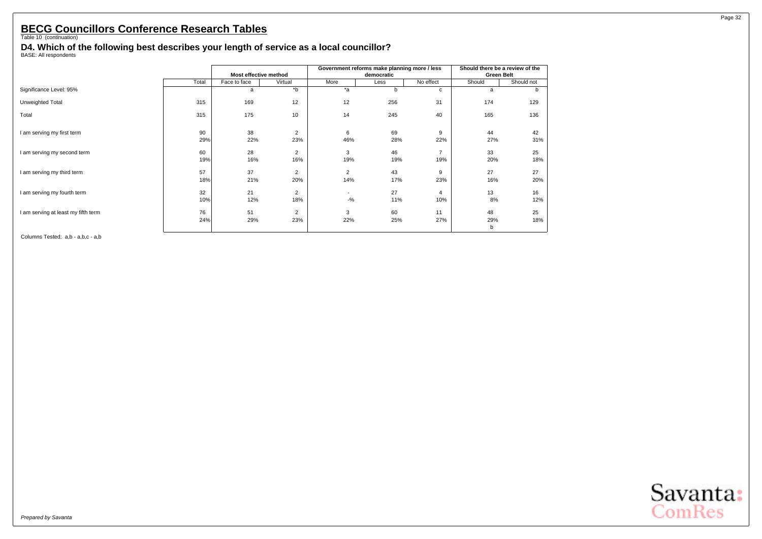# BECG Councillors Conference Research Tables

Table 10 (continuation)

## D4. Which of the following best describes your length of service as a local councillor?

BASE: All respondents

| | | Most effective method | | Government reforms make planning more / less democratic | | | Should there be a review of the Green Belt | |
|---|---|---|---|---|---|---|---|---|
| | Total | Face to face | Virtual | More | Less | No effect | Should | Should not |
| Significance Level: 95% | | a | *b | *a | b | c | a | b |
| Unweighted Total | 315 | 169 | 12 | 12 | 256 | 31 | 174 | 129 |
| Total | 315 | 175 | 10 | 14 | 245 | 40 | 165 | 136 |
| I am serving my first term | 90 | 38 | 2 | 6 | 69 | 9 | 44 | 42 |
| | 29% | 22% | 23% | 46% | 28% | 22% | 27% | 31% |
| I am serving my second term | 60 | 28 | 2 | 3 | 46 | 7 | 33 | 25 |
| | 19% | 16% | 16% | 19% | 19% | 19% | 20% | 18% |
| I am serving my third term | 57 | 37 | 2 | 2 | 43 | 9 | 27 | 27 |
| | 18% | 21% | 20% | 14% | 17% | 23% | 16% | 20% |
| I am serving my fourth term | 32 | 21 | 2 | - | 27 | 4 | 13 | 16 |
| | 10% | 12% | 18% | -% | 11% | 10% | 8% | 12% |
| I am serving at least my fifth term | 76 | 51 | 2 | 3 | 60 | 11 | 48 | 25 |
| | 24% | 29% | 23% | 22% | 25% | 27% | 29% | 18% |
| | | | | | | | b | |

Columns Tested: a,b - a,b,c - a,b

*Prepared by Savanta*